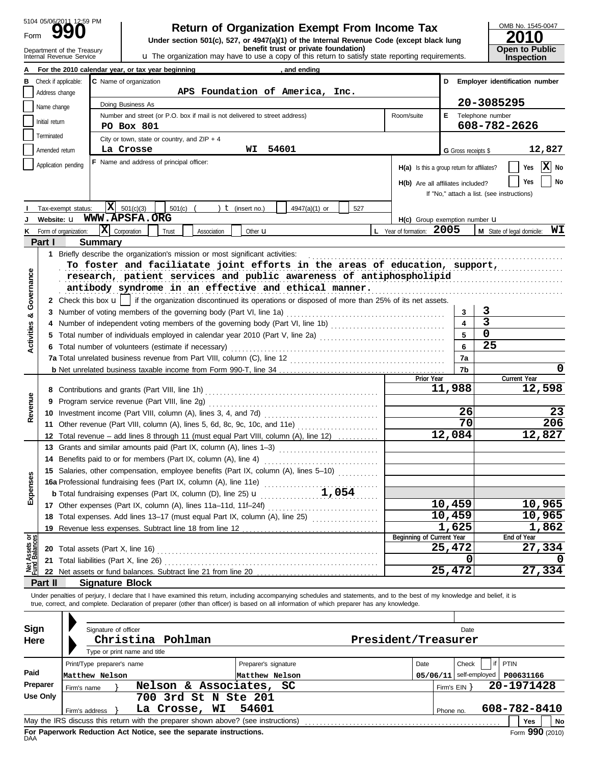5104 05/06/2011 12:59 PM

Form **990**

# Return of Organization Exempt From Income Tax

**Under section 501(c), 527, or 4947(a)(1) of the Internal Revenue Code (except black lung benefit trust or private foundation)**

Department of the Treasury
Internal Revenue Service

u The organization may have to use a copy of this return to satisfy state reporting requirements.

OMB No. 1545-0047

**2010**

**Open to Public Inspection**

**A** For the 2010 calendar year, or tax year beginning , and ending

**B** Check if applicable:
- Address change
- Name change
- Initial return
- Terminated
- Amended return
- Application pending

**C** Name of organization: **APS Foundation of America, Inc.**

Doing Business As

Number and street (or P.O. box if mail is not delivered to street address): **PO Box 801** Room/suite

City or town, state or country, and ZIP + 4: **La Crosse WI 54601**

**D** Employer identification number: **20-3085295**

**E** Telephone number: **608-782-2626**

**G** Gross receipts $ **12,827**

**F** Name and address of principal officer:

**H(a)** Is this a group return for affiliates? Yes [ ] No [X]

**H(b)** Are all affiliates included? Yes [ ] No [ ]
If "No," attach a list. (see instructions)

**I** Tax-exempt status: [X] 501(c)(3) [ ] 501(c) ( ) t (insert no.) [ ] 4947(a)(1) or [ ] 527

**J** Website: u **WWW.APSFA.ORG**

**H(c)** Group exemption number u

**K** Form of organization: [X] Corporation [ ] Trust [ ] Association [ ] Other u

**L** Year of formation: **2005**

**M** State of legal domicile: **WI**

## Part I Summary

**Activities & Governance**

1 Briefly describe the organization's mission or most significant activities:
**To foster and faciliatate joint efforts in the areas of education, support, research, patient services and public awareness of antiphospholipid antibody syndrome in an effective and ethical manner.**

2 Check this box u [ ] if the organization discontinued its operations or disposed of more than 25% of its net assets.

| | | | |
|---|---|---|---|
| 3 | Number of voting members of the governing body (Part VI, line 1a) | 3 | 3 |
| 4 | Number of independent voting members of the governing body (Part VI, line 1b) | 4 | 3 |
| 5 | Total number of individuals employed in calendar year 2010 (Part V, line 2a) | 5 | 0 |
| 6 | Total number of volunteers (estimate if necessary) | 6 | 25 |
| 7a | Total unrelated business revenue from Part VIII, column (C), line 12 | 7a | |
| b | Net unrelated business taxable income from Form 990-T, line 34 | 7b | 0 |

| | | Prior Year | Current Year |
|---|---|---|---|
| **Revenue** | | | |
| 8 | Contributions and grants (Part VIII, line 1h) | 11,988 | 12,598 |
| 9 | Program service revenue (Part VIII, line 2g) | | |
| 10 | Investment income (Part VIII, column (A), lines 3, 4, and 7d) | 26 | 23 |
| 11 | Other revenue (Part VIII, column (A), lines 5, 6d, 8c, 9c, 10c, and 11e) | 70 | 206 |
| 12 | Total revenue – add lines 8 through 11 (must equal Part VIII, column (A), line 12) | 12,084 | 12,827 |
| **Expenses** | | | |
| 13 | Grants and similar amounts paid (Part IX, column (A), lines 1–3) | | |
| 14 | Benefits paid to or for members (Part IX, column (A), line 4) | | |
| 15 | Salaries, other compensation, employee benefits (Part IX, column (A), lines 5–10) | | |
| 16a | Professional fundraising fees (Part IX, column (A), line 11e) | | |
| b | Total fundraising expenses (Part IX, column (D), line 25) u 1,054 | | |
| 17 | Other expenses (Part IX, column (A), lines 11a–11d, 11f–24f) | 10,459 | 10,965 |
| 18 | Total expenses. Add lines 13–17 (must equal Part IX, column (A), line 25) | 10,459 | 10,965 |
| 19 | Revenue less expenses. Subtract line 18 from line 12 | 1,625 | 1,862 |

| | | Beginning of Current Year | End of Year |
|---|---|---|---|
| **Net Assets or Fund Balances** | | | |
| 20 | Total assets (Part X, line 16) | 25,472 | 27,334 |
| 21 | Total liabilities (Part X, line 26) | 0 | 0 |
| 22 | Net assets or fund balances. Subtract line 21 from line 20 | 25,472 | 27,334 |

## Part II Signature Block

Under penalties of perjury, I declare that I have examined this return, including accompanying schedules and statements, and to the best of my knowledge and belief, it is true, correct, and complete. Declaration of preparer (other than officer) is based on all information of which preparer has any knowledge.

**Sign Here**

Signature of officer — Date

**Christina Pohlman — President/Treasurer**

Type or print name and title

**Paid Preparer Use Only**

| Print/Type preparer's name | Preparer's signature | Date | Check [ ] if self-employed | PTIN |
|---|---|---|---|---|
| Matthew Nelson | Matthew Nelson | 05/06/11 | | P00631166 |

Firm's name } **Nelson & Associates, SC** — Firm's EIN } **20-1971428**

Firm's address } **700 3rd St N Ste 201, La Crosse, WI 54601** — Phone no. **608-782-8410**

May the IRS discuss this return with the preparer shown above? (see instructions) Yes [ ] No [ ]

**For Paperwork Reduction Act Notice, see the separate instructions.**

DAA

Form **990** (2010)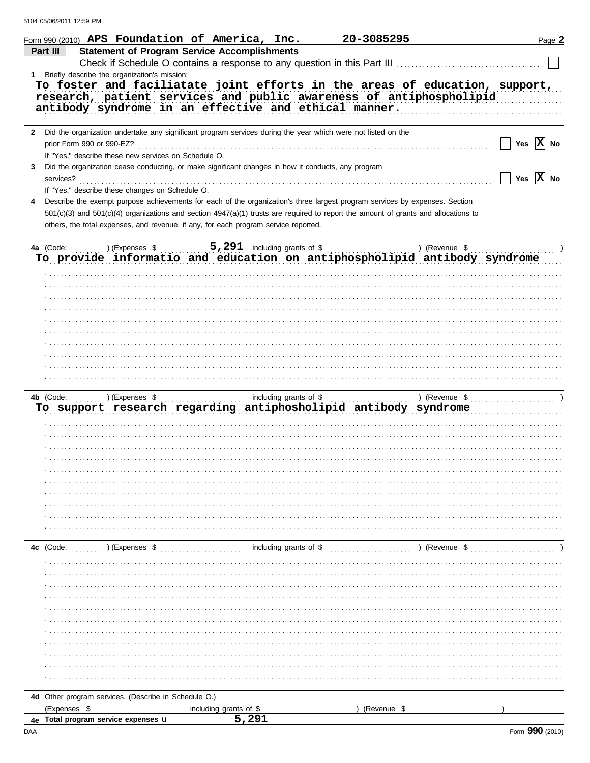Form 990 (2010) **APS Foundation of America, Inc.** **20-3085295** Page **2**

## Part III — Statement of Program Service Accomplishments

Check if Schedule O contains a response to any question in this Part III ☐

**1** Briefly describe the organization's mission:

To foster and faciliatate joint efforts in the areas of education, support, research, patient services and public awareness of antiphospholipid antibody syndrome in an effective and ethical manner.

**2** Did the organization undertake any significant program services during the year which were not listed on the prior Form 990 or 990-EZ? ☐ Yes ☒ No

If "Yes," describe these new services on Schedule O.

**3** Did the organization cease conducting, or make significant changes in how it conducts, any program services? ☐ Yes ☒ No

If "Yes," describe these changes on Schedule O.

**4** Describe the exempt purpose achievements for each of the organization's three largest program services by expenses. Section 501(c)(3) and 501(c)(4) organizations and section 4947(a)(1) trusts are required to report the amount of grants and allocations to others, the total expenses, and revenue, if any, for each program service reported.

**4a** (Code: ) (Expenses $ 5,291 including grants of $ ) (Revenue $ )

To provide informatio and education on antiphospholipid antibody syndrome

**4b** (Code: ) (Expenses $ including grants of $ ) (Revenue $ )

To support research regarding antiphosholipid antibody syndrome

**4c** (Code: ) (Expenses $ including grants of $ ) (Revenue $ )

**4d** Other program services. (Describe in Schedule O.)

(Expenses $ including grants of $ ) (Revenue $ )

**4e Total program service expenses** 5,291

Form **990** (2010)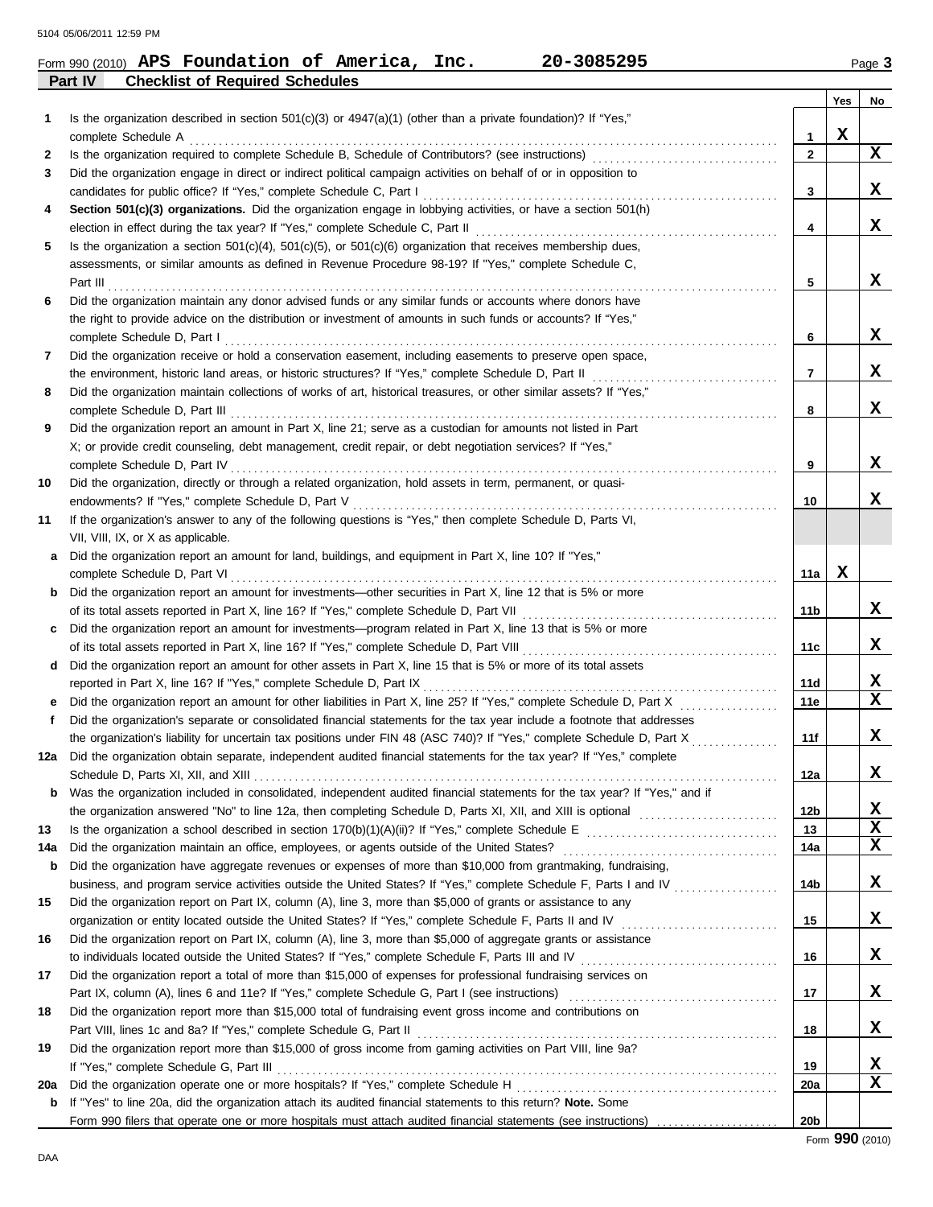Form 990 (2010) **APS Foundation of America, Inc. 20-3085295** Page **3**

## Part IV Checklist of Required Schedules

| | | | Yes | No |
|---|---|---|---|---|
| **1** | Is the organization described in section 501(c)(3) or 4947(a)(1) (other than a private foundation)? If "Yes," complete Schedule A | 1 | X | |
| **2** | Is the organization required to complete Schedule B, Schedule of Contributors? (see instructions) | 2 | | X |
| **3** | Did the organization engage in direct or indirect political campaign activities on behalf of or in opposition to candidates for public office? If "Yes," complete Schedule C, Part I | 3 | | X |
| **4** | **Section 501(c)(3) organizations.** Did the organization engage in lobbying activities, or have a section 501(h) election in effect during the tax year? If "Yes," complete Schedule C, Part II | 4 | | X |
| **5** | Is the organization a section 501(c)(4), 501(c)(5), or 501(c)(6) organization that receives membership dues, assessments, or similar amounts as defined in Revenue Procedure 98-19? If "Yes," complete Schedule C, Part III | 5 | | X |
| **6** | Did the organization maintain any donor advised funds or any similar funds or accounts where donors have the right to provide advice on the distribution or investment of amounts in such funds or accounts? If "Yes," complete Schedule D, Part I | 6 | | X |
| **7** | Did the organization receive or hold a conservation easement, including easements to preserve open space, the environment, historic land areas, or historic structures? If "Yes," complete Schedule D, Part II | 7 | | X |
| **8** | Did the organization maintain collections of works of art, historical treasures, or other similar assets? If "Yes," complete Schedule D, Part III | 8 | | X |
| **9** | Did the organization report an amount in Part X, line 21; serve as a custodian for amounts not listed in Part X; or provide credit counseling, debt management, credit repair, or debt negotiation services? If "Yes," complete Schedule D, Part IV | 9 | | X |
| **10** | Did the organization, directly or through a related organization, hold assets in term, permanent, or quasi-endowments? If "Yes," complete Schedule D, Part V | 10 | | X |
| **11** | If the organization's answer to any of the following questions is "Yes," then complete Schedule D, Parts VI, VII, VIII, IX, or X as applicable. | | | |
| **a** | Did the organization report an amount for land, buildings, and equipment in Part X, line 10? If "Yes," complete Schedule D, Part VI | 11a | X | |
| **b** | Did the organization report an amount for investments—other securities in Part X, line 12 that is 5% or more of its total assets reported in Part X, line 16? If "Yes," complete Schedule D, Part VII | 11b | | X |
| **c** | Did the organization report an amount for investments—program related in Part X, line 13 that is 5% or more of its total assets reported in Part X, line 16? If "Yes," complete Schedule D, Part VIII | 11c | | X |
| **d** | Did the organization report an amount for other assets in Part X, line 15 that is 5% or more of its total assets reported in Part X, line 16? If "Yes," complete Schedule D, Part IX | 11d | | X |
| **e** | Did the organization report an amount for other liabilities in Part X, line 25? If "Yes," complete Schedule D, Part X | 11e | | X |
| **f** | Did the organization's separate or consolidated financial statements for the tax year include a footnote that addresses the organization's liability for uncertain tax positions under FIN 48 (ASC 740)? If "Yes," complete Schedule D, Part X | 11f | | X |
| **12a** | Did the organization obtain separate, independent audited financial statements for the tax year? If "Yes," complete Schedule D, Parts XI, XII, and XIII | 12a | | X |
| **b** | Was the organization included in consolidated, independent audited financial statements for the tax year? If "Yes," and if the organization answered "No" to line 12a, then completing Schedule D, Parts XI, XII, and XIII is optional | 12b | | X |
| **13** | Is the organization a school described in section 170(b)(1)(A)(ii)? If "Yes," complete Schedule E | 13 | | X |
| **14a** | Did the organization maintain an office, employees, or agents outside of the United States? | 14a | | X |
| **b** | Did the organization have aggregate revenues or expenses of more than $10,000 from grantmaking, fundraising, business, and program service activities outside the United States? If "Yes," complete Schedule F, Parts I and IV | 14b | | X |
| **15** | Did the organization report on Part IX, column (A), line 3, more than $5,000 of grants or assistance to any organization or entity located outside the United States? If "Yes," complete Schedule F, Parts II and IV | 15 | | X |
| **16** | Did the organization report on Part IX, column (A), line 3, more than $5,000 of aggregate grants or assistance to individuals located outside the United States? If "Yes," complete Schedule F, Parts III and IV | 16 | | X |
| **17** | Did the organization report a total of more than $15,000 of expenses for professional fundraising services on Part IX, column (A), lines 6 and 11e? If "Yes," complete Schedule G, Part I (see instructions) | 17 | | X |
| **18** | Did the organization report more than $15,000 total of fundraising event gross income and contributions on Part VIII, lines 1c and 8a? If "Yes," complete Schedule G, Part II | 18 | | X |
| **19** | Did the organization report more than $15,000 of gross income from gaming activities on Part VIII, line 9a? If "Yes," complete Schedule G, Part III | 19 | | X |
| **20a** | Did the organization operate one or more hospitals? If "Yes," complete Schedule H | 20a | | X |
| **b** | If "Yes" to line 20a, did the organization attach its audited financial statements to this return? **Note.** Some Form 990 filers that operate one or more hospitals must attach audited financial statements (see instructions) | 20b | | |

Form **990** (2010)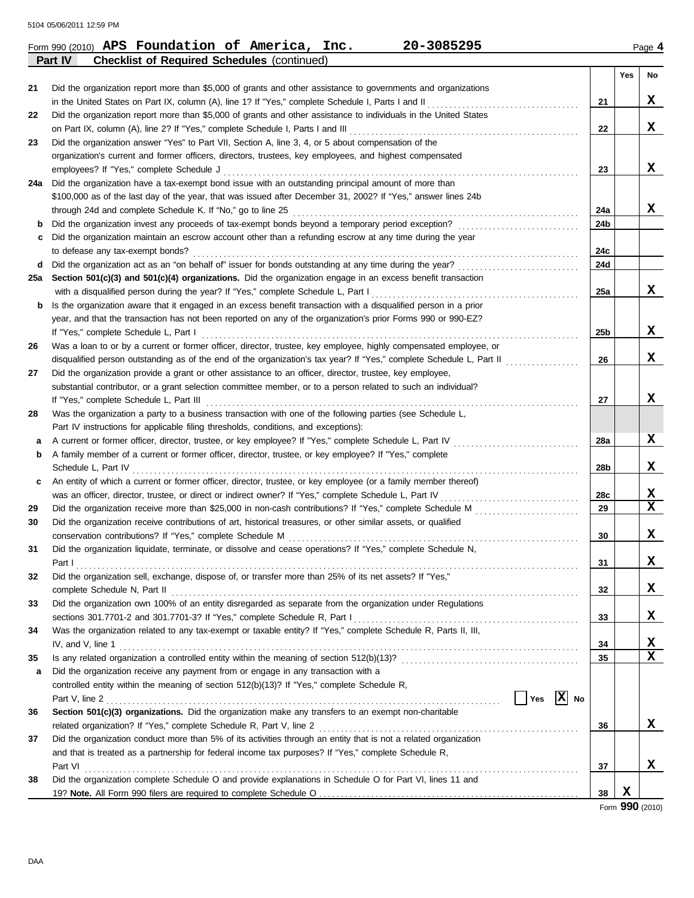Form 990 (2010) **APS Foundation of America, Inc. 20-3085295** Page **4**

**Part IV Checklist of Required Schedules** (continued)

| | | | Yes | No |
|---|---|---|---|---|
| 21 | Did the organization report more than $5,000 of grants and other assistance to governments and organizations in the United States on Part IX, column (A), line 1? If "Yes," complete Schedule I, Parts I and II | 21 | | X |
| 22 | Did the organization report more than $5,000 of grants and other assistance to individuals in the United States on Part IX, column (A), line 2? If "Yes," complete Schedule I, Parts I and III | 22 | | X |
| 23 | Did the organization answer "Yes" to Part VII, Section A, line 3, 4, or 5 about compensation of the organization's current and former officers, directors, trustees, key employees, and highest compensated employees? If "Yes," complete Schedule J | 23 | | X |
| 24a | Did the organization have a tax-exempt bond issue with an outstanding principal amount of more than $100,000 as of the last day of the year, that was issued after December 31, 2002? If "Yes," answer lines 24b through 24d and complete Schedule K. If "No," go to line 25 | 24a | | X |
| b | Did the organization invest any proceeds of tax-exempt bonds beyond a temporary period exception? | 24b | | |
| c | Did the organization maintain an escrow account other than a refunding escrow at any time during the year to defease any tax-exempt bonds? | 24c | | |
| d | Did the organization act as an "on behalf of" issuer for bonds outstanding at any time during the year? | 24d | | |
| 25a | **Section 501(c)(3) and 501(c)(4) organizations.** Did the organization engage in an excess benefit transaction with a disqualified person during the year? If "Yes," complete Schedule L, Part I | 25a | | X |
| b | Is the organization aware that it engaged in an excess benefit transaction with a disqualified person in a prior year, and that the transaction has not been reported on any of the organization's prior Forms 990 or 990-EZ? If "Yes," complete Schedule L, Part I | 25b | | X |
| 26 | Was a loan to or by a current or former officer, director, trustee, key employee, highly compensated employee, or disqualified person outstanding as of the end of the organization's tax year? If "Yes," complete Schedule L, Part II | 26 | | X |
| 27 | Did the organization provide a grant or other assistance to an officer, director, trustee, key employee, substantial contributor, or a grant selection committee member, or to a person related to such an individual? If "Yes," complete Schedule L, Part III | 27 | | X |
| 28 | Was the organization a party to a business transaction with one of the following parties (see Schedule L, Part IV instructions for applicable filing thresholds, conditions, and exceptions): | | | |
| a | A current or former officer, director, trustee, or key employee? If "Yes," complete Schedule L, Part IV | 28a | | X |
| b | A family member of a current or former officer, director, trustee, or key employee? If "Yes," complete Schedule L, Part IV | 28b | | X |
| c | An entity of which a current or former officer, director, trustee, or key employee (or a family member thereof) was an officer, director, trustee, or direct or indirect owner? If "Yes," complete Schedule L, Part IV | 28c | | X |
| 29 | Did the organization receive more than $25,000 in non-cash contributions? If "Yes," complete Schedule M | 29 | | X |
| 30 | Did the organization receive contributions of art, historical treasures, or other similar assets, or qualified conservation contributions? If "Yes," complete Schedule M | 30 | | X |
| 31 | Did the organization liquidate, terminate, or dissolve and cease operations? If "Yes," complete Schedule N, Part I | 31 | | X |
| 32 | Did the organization sell, exchange, dispose of, or transfer more than 25% of its net assets? If "Yes," complete Schedule N, Part II | 32 | | X |
| 33 | Did the organization own 100% of an entity disregarded as separate from the organization under Regulations sections 301.7701-2 and 301.7701-3? If "Yes," complete Schedule R, Part I | 33 | | X |
| 34 | Was the organization related to any tax-exempt or taxable entity? If "Yes," complete Schedule R, Parts II, III, IV, and V, line 1 | 34 | | X |
| 35 | Is any related organization a controlled entity within the meaning of section 512(b)(13)? | 35 | | X |
| a | Did the organization receive any payment from or engage in any transaction with a controlled entity within the meaning of section 512(b)(13)? If "Yes," complete Schedule R, Part V, line 2 ☐ Yes ☒ No | | | |
| 36 | **Section 501(c)(3) organizations.** Did the organization make any transfers to an exempt non-charitable related organization? If "Yes," complete Schedule R, Part V, line 2 | 36 | | X |
| 37 | Did the organization conduct more than 5% of its activities through an entity that is not a related organization and that is treated as a partnership for federal income tax purposes? If "Yes," complete Schedule R, Part VI | 37 | | X |
| 38 | Did the organization complete Schedule O and provide explanations in Schedule O for Part VI, lines 11 and 19? **Note.** All Form 990 filers are required to complete Schedule O | 38 | X | |

Form **990** (2010)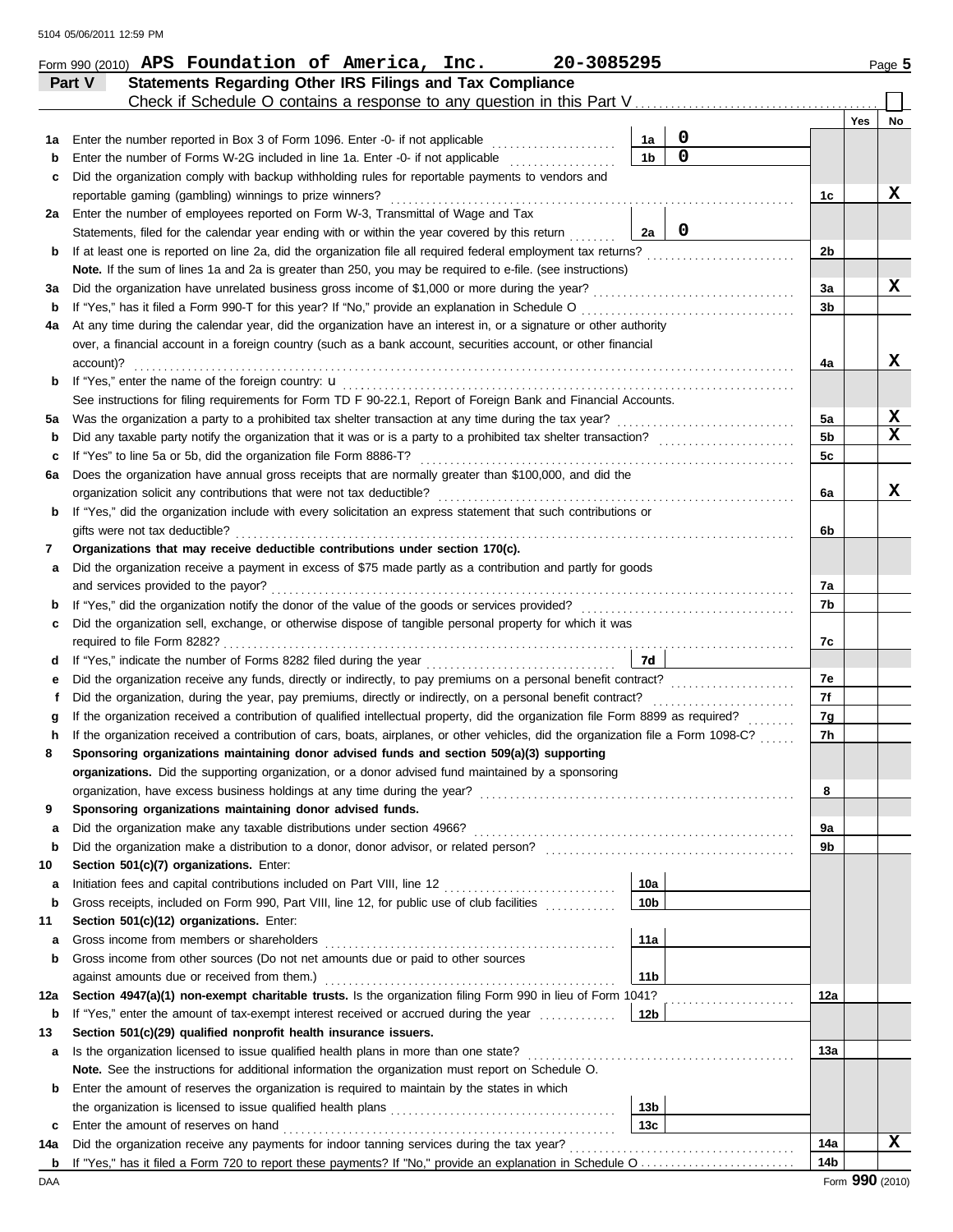Form 990 (2010) **APS Foundation of America, Inc. 20-3085295** Page **5**

## Part V Statements Regarding Other IRS Filings and Tax Compliance

Check if Schedule O contains a response to any question in this Part V . . . . . . ☐

| | | | | | Yes | No |
|---|---|---|---|---|---|---|
| **1a** | Enter the number reported in Box 3 of Form 1096. Enter -0- if not applicable | 1a | 0 | | | |
| **b** | Enter the number of Forms W-2G included in line 1a. Enter -0- if not applicable | 1b | 0 | | | |
| **c** | Did the organization comply with backup withholding rules for reportable payments to vendors and reportable gaming (gambling) winnings to prize winners? | | | 1c | | X |
| **2a** | Enter the number of employees reported on Form W-3, Transmittal of Wage and Tax Statements, filed for the calendar year ending with or within the year covered by this return | 2a | 0 | | | |
| **b** | If at least one is reported on line 2a, did the organization file all required federal employment tax returns? | | | 2b | | |
| | **Note.** If the sum of lines 1a and 2a is greater than 250, you may be required to e-file. (see instructions) | | | | | |
| **3a** | Did the organization have unrelated business gross income of $1,000 or more during the year? | | | 3a | | X |
| **b** | If "Yes," has it filed a Form 990-T for this year? If "No," provide an explanation in Schedule O | | | 3b | | |
| **4a** | At any time during the calendar year, did the organization have an interest in, or a signature or other authority over, a financial account in a foreign country (such as a bank account, securities account, or other financial account)? | | | 4a | | X |
| **b** | If "Yes," enter the name of the foreign country: u | | | | | |
| | See instructions for filing requirements for Form TD F 90-22.1, Report of Foreign Bank and Financial Accounts. | | | | | |
| **5a** | Was the organization a party to a prohibited tax shelter transaction at any time during the tax year? | | | 5a | | X |
| **b** | Did any taxable party notify the organization that it was or is a party to a prohibited tax shelter transaction? | | | 5b | | X |
| **c** | If "Yes" to line 5a or 5b, did the organization file Form 8886-T? | | | 5c | | |
| **6a** | Does the organization have annual gross receipts that are normally greater than $100,000, and did the organization solicit any contributions that were not tax deductible? | | | 6a | | X |
| **b** | If "Yes," did the organization include with every solicitation an express statement that such contributions or gifts were not tax deductible? | | | 6b | | |
| **7** | **Organizations that may receive deductible contributions under section 170(c).** | | | | | |
| **a** | Did the organization receive a payment in excess of $75 made partly as a contribution and partly for goods and services provided to the payor? | | | 7a | | |
| **b** | If "Yes," did the organization notify the donor of the value of the goods or services provided? | | | 7b | | |
| **c** | Did the organization sell, exchange, or otherwise dispose of tangible personal property for which it was required to file Form 8282? | | | 7c | | |
| **d** | If "Yes," indicate the number of Forms 8282 filed during the year | 7d | | | | |
| **e** | Did the organization receive any funds, directly or indirectly, to pay premiums on a personal benefit contract? | | | 7e | | |
| **f** | Did the organization, during the year, pay premiums, directly or indirectly, on a personal benefit contract? | | | 7f | | |
| **g** | If the organization received a contribution of qualified intellectual property, did the organization file Form 8899 as required? | | | 7g | | |
| **h** | If the organization received a contribution of cars, boats, airplanes, or other vehicles, did the organization file a Form 1098-C? | | | 7h | | |
| **8** | **Sponsoring organizations maintaining donor advised funds and section 509(a)(3) supporting organizations.** Did the supporting organization, or a donor advised fund maintained by a sponsoring organization, have excess business holdings at any time during the year? | | | 8 | | |
| **9** | **Sponsoring organizations maintaining donor advised funds.** | | | | | |
| **a** | Did the organization make any taxable distributions under section 4966? | | | 9a | | |
| **b** | Did the organization make a distribution to a donor, donor advisor, or related person? | | | 9b | | |
| **10** | **Section 501(c)(7) organizations.** Enter: | | | | | |
| **a** | Initiation fees and capital contributions included on Part VIII, line 12 | 10a | | | | |
| **b** | Gross receipts, included on Form 990, Part VIII, line 12, for public use of club facilities | 10b | | | | |
| **11** | **Section 501(c)(12) organizations.** Enter: | | | | | |
| **a** | Gross income from members or shareholders | 11a | | | | |
| **b** | Gross income from other sources (Do not net amounts due or paid to other sources against amounts due or received from them.) | 11b | | | | |
| **12a** | **Section 4947(a)(1) non-exempt charitable trusts.** Is the organization filing Form 990 in lieu of Form 1041? | | | 12a | | |
| **b** | If "Yes," enter the amount of tax-exempt interest received or accrued during the year | 12b | | | | |
| **13** | **Section 501(c)(29) qualified nonprofit health insurance issuers.** | | | | | |
| **a** | Is the organization licensed to issue qualified health plans in more than one state? | | | 13a | | |
| | **Note.** See the instructions for additional information the organization must report on Schedule O. | | | | | |
| **b** | Enter the amount of reserves the organization is required to maintain by the states in which the organization is licensed to issue qualified health plans | 13b | | | | |
| **c** | Enter the amount of reserves on hand | 13c | | | | |
| **14a** | Did the organization receive any payments for indoor tanning services during the tax year? | | | 14a | | X |
| **b** | If "Yes," has it filed a Form 720 to report these payments? If "No," provide an explanation in Schedule O | | | 14b | | |

DAA Form **990** (2010)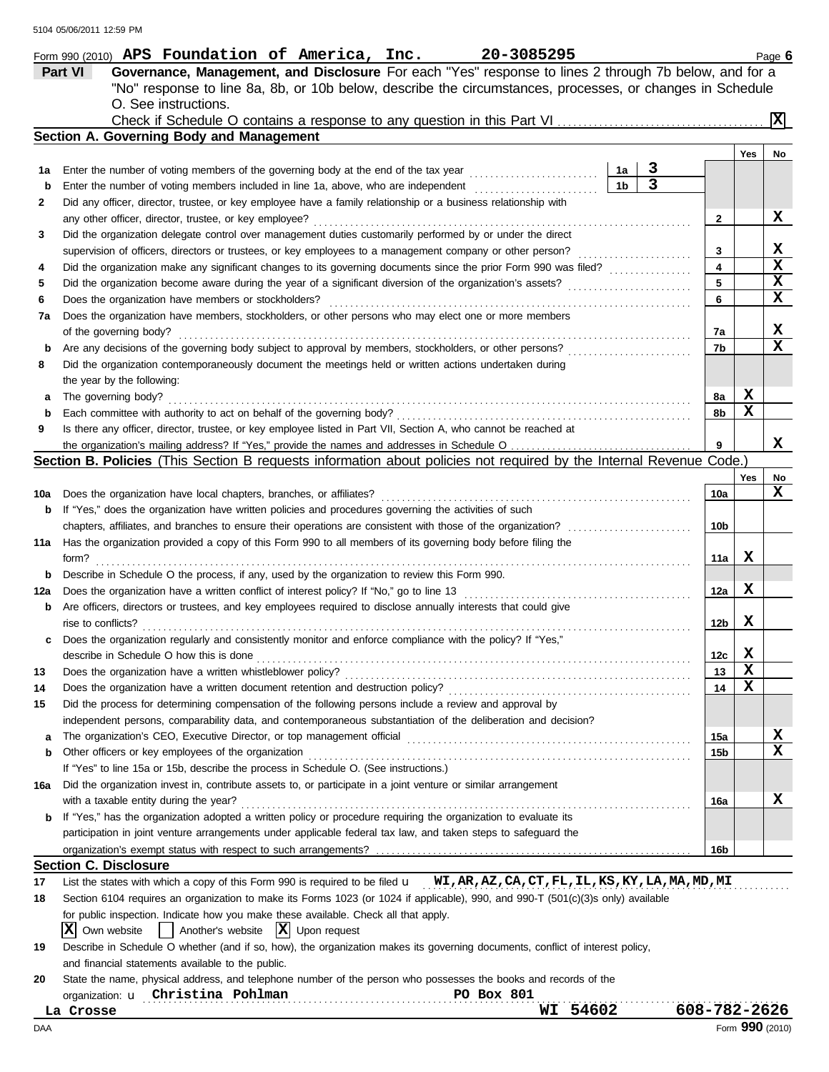5104 05/06/2011 12:59 PM

Form 990 (2010) **APS Foundation of America, Inc.** **20-3085295** Page **6**

## Part VI Governance, Management, and Disclosure

For each "Yes" response to lines 2 through 7b below, and for a "No" response to line 8a, 8b, or 10b below, describe the circumstances, processes, or changes in Schedule O. See instructions.

Check if Schedule O contains a response to any question in this Part VI . . . . . . . . . . . . . . . . . . . . . . . . . . [X]

### Section A. Governing Body and Management

| | | | | Yes | No |
|---|---|---|---|---|---|
| 1a | Enter the number of voting members of the governing body at the end of the tax year | 1a | 3 | | |
| b | Enter the number of voting members included in line 1a, above, who are independent | 1b | 3 | | |
| 2 | Did any officer, director, trustee, or key employee have a family relationship or a business relationship with any other officer, director, trustee, or key employee? | | 2 | | X |
| 3 | Did the organization delegate control over management duties customarily performed by or under the direct supervision of officers, directors or trustees, or key employees to a management company or other person? | | 3 | | X |
| 4 | Did the organization make any significant changes to its governing documents since the prior Form 990 was filed? | | 4 | | X |
| 5 | Did the organization become aware during the year of a significant diversion of the organization's assets? | | 5 | | X |
| 6 | Does the organization have members or stockholders? | | 6 | | X |
| 7a | Does the organization have members, stockholders, or other persons who may elect one or more members of the governing body? | | 7a | | X |
| b | Are any decisions of the governing body subject to approval by members, stockholders, or other persons? | | 7b | | X |
| 8 | Did the organization contemporaneously document the meetings held or written actions undertaken during the year by the following: | | | | |
| a | The governing body? | | 8a | X | |
| b | Each committee with authority to act on behalf of the governing body? | | 8b | X | |
| 9 | Is there any officer, director, trustee, or key employee listed in Part VII, Section A, who cannot be reached at the organization's mailing address? If "Yes," provide the names and addresses in Schedule O | | 9 | | X |

### Section B. Policies (This Section B requests information about policies not required by the Internal Revenue Code.)

| | | | Yes | No |
|---|---|---|---|---|
| 10a | Does the organization have local chapters, branches, or affiliates? | 10a | | X |
| b | If "Yes," does the organization have written policies and procedures governing the activities of such chapters, affiliates, and branches to ensure their operations are consistent with those of the organization? | 10b | | |
| 11a | Has the organization provided a copy of this Form 990 to all members of its governing body before filing the form? | 11a | X | |
| b | Describe in Schedule O the process, if any, used by the organization to review this Form 990. | | | |
| 12a | Does the organization have a written conflict of interest policy? If "No," go to line 13 | 12a | X | |
| b | Are officers, directors or trustees, and key employees required to disclose annually interests that could give rise to conflicts? | 12b | X | |
| c | Does the organization regularly and consistently monitor and enforce compliance with the policy? If "Yes," describe in Schedule O how this is done | 12c | X | |
| 13 | Does the organization have a written whistleblower policy? | 13 | X | |
| 14 | Does the organization have a written document retention and destruction policy? | 14 | X | |
| 15 | Did the process for determining compensation of the following persons include a review and approval by independent persons, comparability data, and contemporaneous substantiation of the deliberation and decision? | | | |
| a | The organization's CEO, Executive Director, or top management official | 15a | | X |
| b | Other officers or key employees of the organization | 15b | | X |
| | If "Yes" to line 15a or 15b, describe the process in Schedule O. (See instructions.) | | | |
| 16a | Did the organization invest in, contribute assets to, or participate in a joint venture or similar arrangement with a taxable entity during the year? | 16a | | X |
| b | If "Yes," has the organization adopted a written policy or procedure requiring the organization to evaluate its participation in joint venture arrangements under applicable federal tax law, and taken steps to safeguard the organization's exempt status with respect to such arrangements? | 16b | | |

### Section C. Disclosure

17 List the states with which a copy of this Form 990 is required to be filed u **WI,AR,AZ,CA,CT,FL,IL,KS,KY,LA,MA,MD,MI**

18 Section 6104 requires an organization to make its Forms 1023 (or 1024 if applicable), 990, and 990-T (501(c)(3)s only) available for public inspection. Indicate how you make these available. Check all that apply.

[X] Own website [ ] Another's website [X] Upon request

19 Describe in Schedule O whether (and if so, how), the organization makes its governing documents, conflict of interest policy, and financial statements available to the public.

20 State the name, physical address, and telephone number of the person who possesses the books and records of the organization: u **Christina Pohlman** **PO Box 801**
**La Crosse** **WI 54602** **608-782-2626**

DAA Form **990** (2010)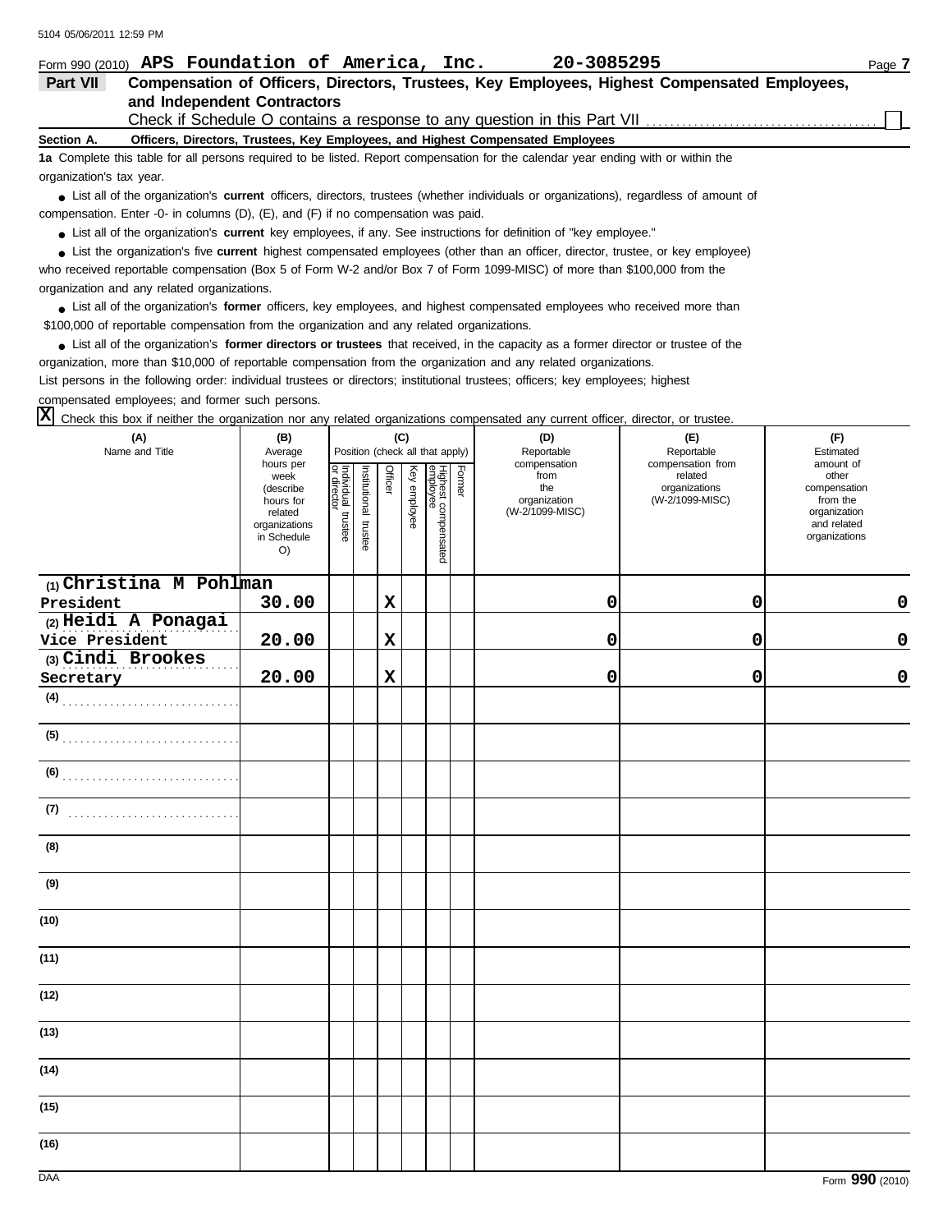Form 990 (2010) **APS Foundation of America, Inc.** **20-3085295**

**Part VII** **Compensation of Officers, Directors, Trustees, Key Employees, Highest Compensated Employees, and Independent Contractors**

Check if Schedule O contains a response to any question in this Part VII ☐

**Section A. Officers, Directors, Trustees, Key Employees, and Highest Compensated Employees**

**1a** Complete this table for all persons required to be listed. Report compensation for the calendar year ending with or within the organization's tax year.

- List all of the organization's **current** officers, directors, trustees (whether individuals or organizations), regardless of amount of compensation. Enter -0- in columns (D), (E), and (F) if no compensation was paid.
- List all of the organization's **current** key employees, if any. See instructions for definition of "key employee."
- List the organization's five **current** highest compensated employees (other than an officer, director, trustee, or key employee) who received reportable compensation (Box 5 of Form W-2 and/or Box 7 of Form 1099-MISC) of more than $100,000 from the organization and any related organizations.
- List all of the organization's **former** officers, key employees, and highest compensated employees who received more than $100,000 of reportable compensation from the organization and any related organizations.
- List all of the organization's **former directors or trustees** that received, in the capacity as a former director or trustee of the organization, more than $10,000 of reportable compensation from the organization and any related organizations.

List persons in the following order: individual trustees or directors; institutional trustees; officers; key employees; highest compensated employees; and former such persons.

☒ Check this box if neither the organization nor any related organizations compensated any current officer, director, or trustee.

| (A) Name and Title | (B) Average hours per week (describe hours for related organizations in Schedule O) | (C) Position (check all that apply): Individual trustee or director | Institutional trustee | Officer | Key employee | Highest compensated employee | Former | (D) Reportable compensation from the organization (W-2/1099-MISC) | (E) Reportable compensation from related organizations (W-2/1099-MISC) | (F) Estimated amount of other compensation from the organization and related organizations |
|---|---|---|---|---|---|---|---|---|---|---|
| (1) Christina M Pohlman<br>President | 30.00 | | | X | | | | 0 | 0 | 0 |
| (2) Heidi A Ponagai<br>Vice President | 20.00 | | | X | | | | 0 | 0 | 0 |
| (3) Cindi Brookes<br>Secretary | 20.00 | | | X | | | | 0 | 0 | 0 |
| (4) | | | | | | | | | | |
| (5) | | | | | | | | | | |
| (6) | | | | | | | | | | |
| (7) | | | | | | | | | | |
| (8) | | | | | | | | | | |
| (9) | | | | | | | | | | |
| (10) | | | | | | | | | | |
| (11) | | | | | | | | | | |
| (12) | | | | | | | | | | |
| (13) | | | | | | | | | | |
| (14) | | | | | | | | | | |
| (15) | | | | | | | | | | |
| (16) | | | | | | | | | | |

Form **990** (2010)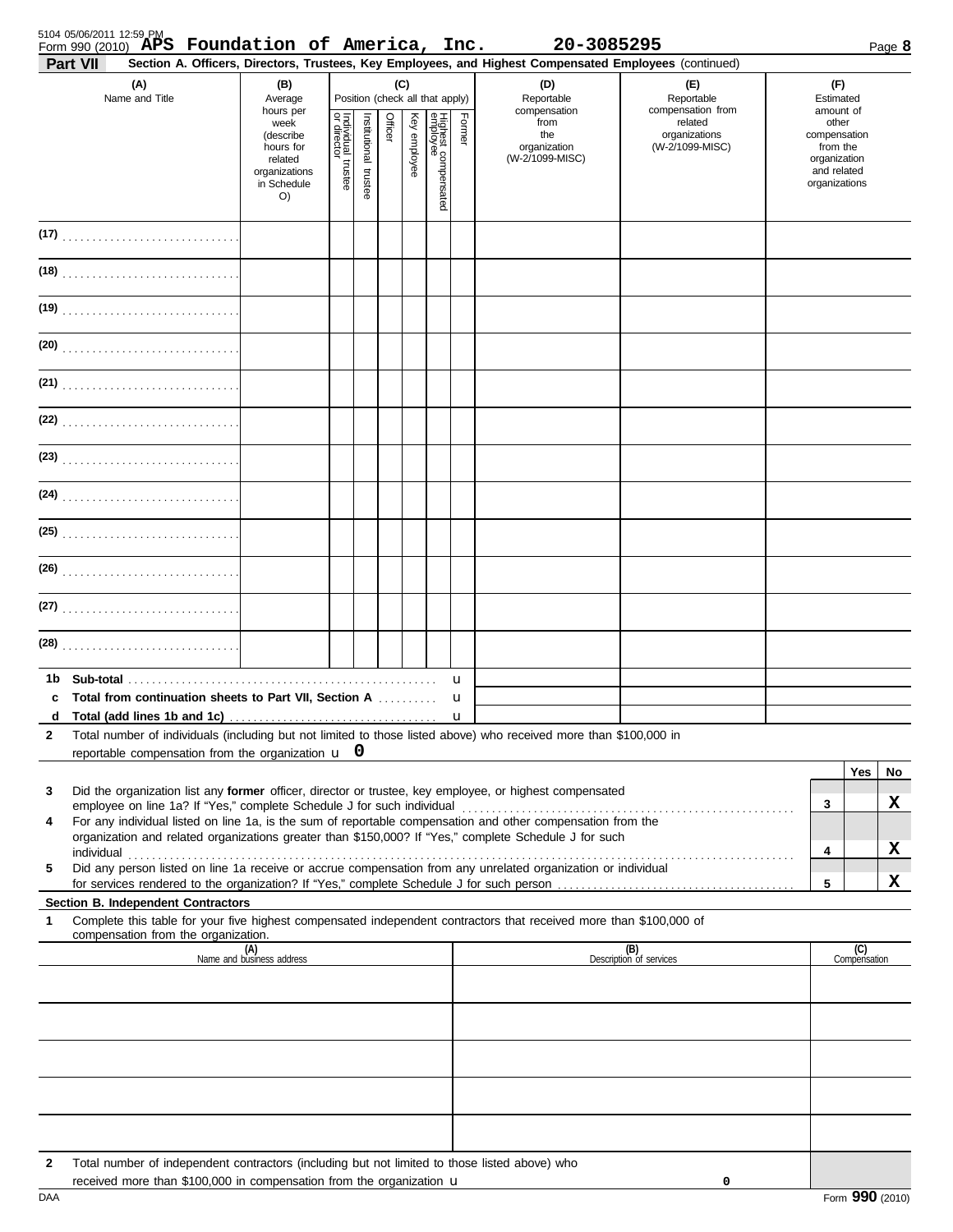Form 990 (2010) **APS Foundation of America, Inc.** **20-3085295** Page **8**

**Part VII** **Section A. Officers, Directors, Trustees, Key Employees, and Highest Compensated Employees** (continued)

| (A) Name and Title | (B) Average hours per week (describe hours for related organizations in Schedule O) | (C) Position (check all that apply): Individual trustee or director | Institutional trustee | Officer | Key employee | Highest compensated employee | Former | (D) Reportable compensation from the organization (W-2/1099-MISC) | (E) Reportable compensation from related organizations (W-2/1099-MISC) | (F) Estimated amount of other compensation from the organization and related organizations |
|---|---|---|---|---|---|---|---|---|---|---|
| (17) | | | | | | | | | | |
| (18) | | | | | | | | | | |
| (19) | | | | | | | | | | |
| (20) | | | | | | | | | | |
| (21) | | | | | | | | | | |
| (22) | | | | | | | | | | |
| (23) | | | | | | | | | | |
| (24) | | | | | | | | | | |
| (25) | | | | | | | | | | |
| (26) | | | | | | | | | | |
| (27) | | | | | | | | | | |
| (28) | | | | | | | | | | |

**1b** **Sub-total** u

**c** **Total from continuation sheets to Part VII, Section A** u

**d** **Total (add lines 1b and 1c)** u

**2** Total number of individuals (including but not limited to those listed above) who received more than $100,000 in reportable compensation from the organization u **0**

| | | | Yes | No |
|---|---|---|---|---|
| 3 | Did the organization list any **former** officer, director or trustee, key employee, or highest compensated employee on line 1a? If "Yes," complete Schedule J for such individual | 3 | | X |
| 4 | For any individual listed on line 1a, is the sum of reportable compensation and other compensation from the organization and related organizations greater than $150,000? If "Yes," complete Schedule J for such individual | 4 | | X |
| 5 | Did any person listed on line 1a receive or accrue compensation from any unrelated organization or individual for services rendered to the organization? If "Yes," complete Schedule J for such person | 5 | | X |

**Section B. Independent Contractors**

**1** Complete this table for your five highest compensated independent contractors that received more than $100,000 of compensation from the organization.

| (A) Name and business address | (B) Description of services | (C) Compensation |
|---|---|---|
| | | |
| | | |
| | | |
| | | |
| | | |

**2** Total number of independent contractors (including but not limited to those listed above) who received more than $100,000 in compensation from the organization u **0**

Form **990** (2010)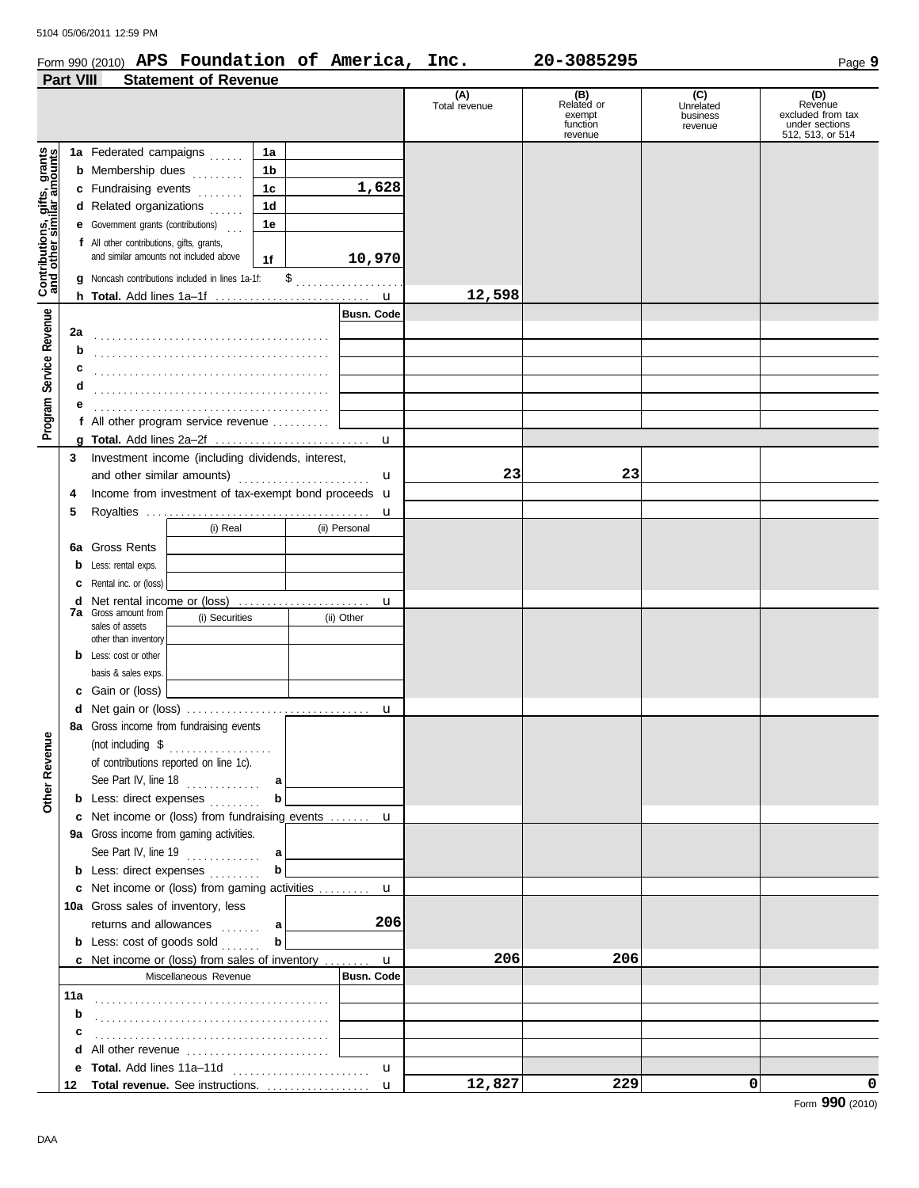Form 990 (2010) **APS Foundation of America, Inc.** **20-3085295** Page **9**

## Part VIII Statement of Revenue

| | | | (A) Total revenue | (B) Related or exempt function revenue | (C) Unrelated business revenue | (D) Revenue excluded from tax under sections 512, 513, or 514 |
|---|---|---|---|---|---|---|
| **Contributions, gifts, grants and other similar amounts** | **1a** Federal campaigns | 1a | | | | |
| | **b** Membership dues | 1b | | | | |
| | **c** Fundraising events | 1c 1,628 | | | | |
| | **d** Related organizations | 1d | | | | |
| | **e** Government grants (contributions) | 1e | | | | |
| | **f** All other contributions, gifts, grants, and similar amounts not included above | 1f 10,970 | | | | |
| | **g** Noncash contributions included in lines 1a-1f: $ | | | | | |
| | **h Total.** Add lines 1a–1f | | 12,598 | | | |
| **Program Service Revenue** | | Busn. Code | | | | |
| | **2a** | | | | | |
| | **b** | | | | | |
| | **c** | | | | | |
| | **d** | | | | | |
| | **e** | | | | | |
| | **f** All other program service revenue | | | | | |
| | **g Total.** Add lines 2a–2f | | | | | |
| **Other Revenue** | **3** Investment income (including dividends, interest, and other similar amounts) | | 23 | 23 | | |
| | **4** Income from investment of tax-exempt bond proceeds | | | | | |
| | **5** Royalties | | | | | |
| | **6a** Gross Rents — (i) Real / (ii) Personal | | | | | |
| | **b** Less: rental exps. | | | | | |
| | **c** Rental inc. or (loss) | | | | | |
| | **d** Net rental income or (loss) | | | | | |
| | **7a** Gross amount from sales of assets other than inventory — (i) Securities / (ii) Other | | | | | |
| | **b** Less: cost or other basis & sales exps. | | | | | |
| | **c** Gain or (loss) | | | | | |
| | **d** Net gain or (loss) | | | | | |
| | **8a** Gross income from fundraising events (not including $ of contributions reported on line 1c). See Part IV, line 18 | a | | | | |
| | **b** Less: direct expenses | b | | | | |
| | **c** Net income or (loss) from fundraising events | | | | | |
| | **9a** Gross income from gaming activities. See Part IV, line 19 | a | | | | |
| | **b** Less: direct expenses | b | | | | |
| | **c** Net income or (loss) from gaming activities | | | | | |
| | **10a** Gross sales of inventory, less returns and allowances | a 206 | | | | |
| | **b** Less: cost of goods sold | b | | | | |
| | **c** Net income or (loss) from sales of inventory | | 206 | 206 | | |
| | Miscellaneous Revenue | Busn. Code | | | | |
| | **11a** | | | | | |
| | **b** | | | | | |
| | **c** | | | | | |
| | **d** All other revenue | | | | | |
| | **e Total.** Add lines 11a–11d | | | | | |
| | **12 Total revenue.** See instructions. | | 12,827 | 229 | 0 | 0 |

Form **990** (2010)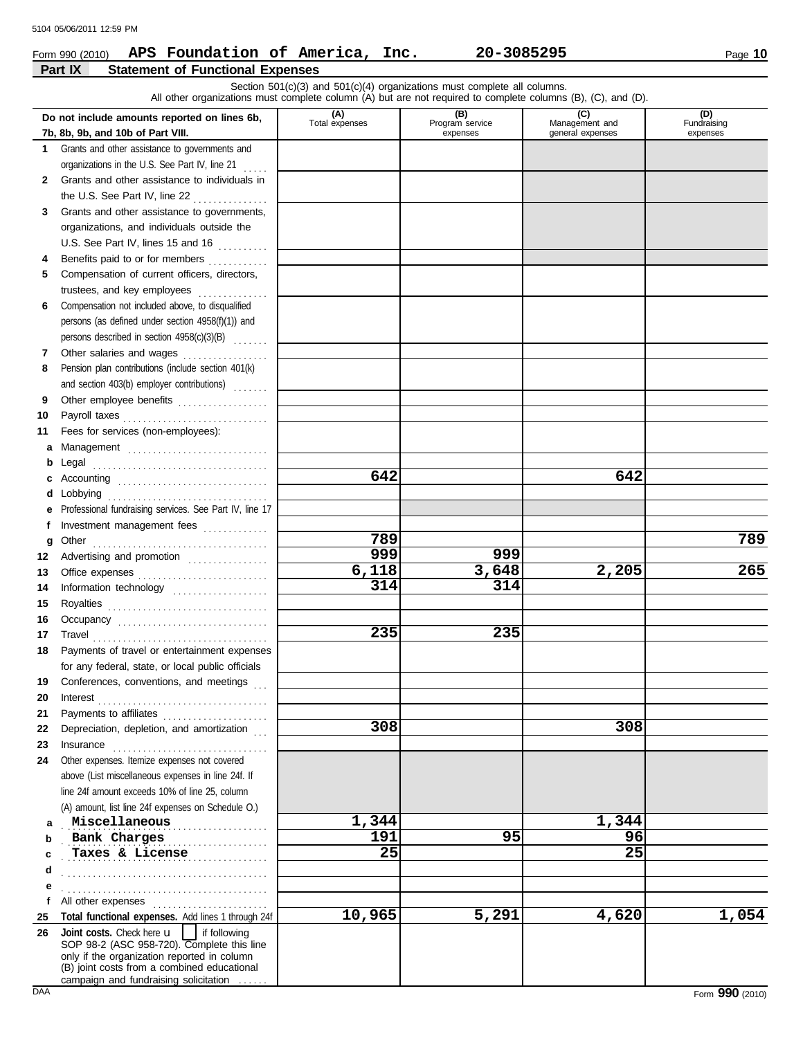Form 990 (2010) **APS Foundation of America, Inc.** 20-3085295

## Part IX Statement of Functional Expenses

Section 501(c)(3) and 501(c)(4) organizations must complete all columns.
All other organizations must complete column (A) but are not required to complete columns (B), (C), and (D).

| Do not include amounts reported on lines 6b, 7b, 8b, 9b, and 10b of Part VIII. | (A) Total expenses | (B) Program service expenses | (C) Management and general expenses | (D) Fundraising expenses |
|---|---|---|---|---|
| **1** Grants and other assistance to governments and organizations in the U.S. See Part IV, line 21 | | | | |
| **2** Grants and other assistance to individuals in the U.S. See Part IV, line 22 | | | | |
| **3** Grants and other assistance to governments, organizations, and individuals outside the U.S. See Part IV, lines 15 and 16 | | | | |
| **4** Benefits paid to or for members | | | | |
| **5** Compensation of current officers, directors, trustees, and key employees | | | | |
| **6** Compensation not included above, to disqualified persons (as defined under section 4958(f)(1)) and persons described in section 4958(c)(3)(B) | | | | |
| **7** Other salaries and wages | | | | |
| **8** Pension plan contributions (include section 401(k) and section 403(b) employer contributions) | | | | |
| **9** Other employee benefits | | | | |
| **10** Payroll taxes | | | | |
| **11** Fees for services (non-employees): | | | | |
| **a** Management | | | | |
| **b** Legal | | | | |
| **c** Accounting | 642 | | 642 | |
| **d** Lobbying | | | | |
| **e** Professional fundraising services. See Part IV, line 17 | | | | |
| **f** Investment management fees | | | | |
| **g** Other | 789 | | | 789 |
| **12** Advertising and promotion | 999 | 999 | | |
| **13** Office expenses | 6,118 | 3,648 | 2,205 | 265 |
| **14** Information technology | 314 | 314 | | |
| **15** Royalties | | | | |
| **16** Occupancy | | | | |
| **17** Travel | 235 | 235 | | |
| **18** Payments of travel or entertainment expenses for any federal, state, or local public officials | | | | |
| **19** Conferences, conventions, and meetings | | | | |
| **20** Interest | | | | |
| **21** Payments to affiliates | | | | |
| **22** Depreciation, depletion, and amortization | 308 | | 308 | |
| **23** Insurance | | | | |
| **24** Other expenses. Itemize expenses not covered above (List miscellaneous expenses in line 24f. If line 24f amount exceeds 10% of line 25, column (A) amount, list line 24f expenses on Schedule O.) | | | | |
| **a** Miscellaneous | 1,344 | | 1,344 | |
| **b** Bank Charges | 191 | 95 | 96 | |
| **c** Taxes & License | 25 | | 25 | |
| **d** | | | | |
| **e** | | | | |
| **f** All other expenses | | | | |
| **25 Total functional expenses.** Add lines 1 through 24f | 10,965 | 5,291 | 4,620 | 1,054 |
| **26 Joint costs.** Check here u ☐ if following SOP 98-2 (ASC 958-720). Complete this line only if the organization reported in column (B) joint costs from a combined educational campaign and fundraising solicitation | | | | |

Form **990** (2010)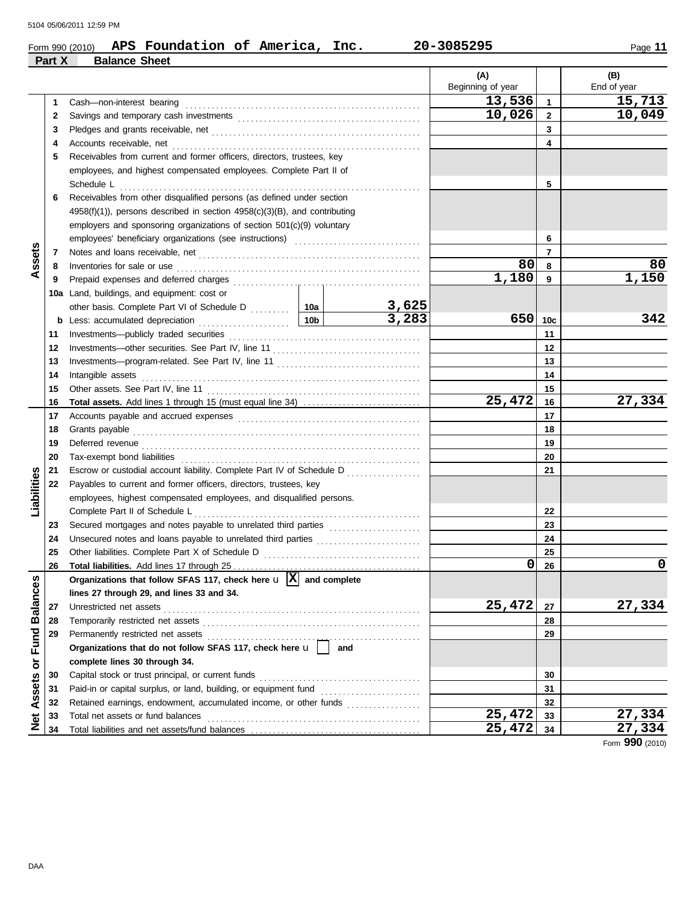Form 990 (2010) **APS Foundation of America, Inc.** **20-3085295**

## Part X Balance Sheet

| | | | | (A) Beginning of year | | (B) End of year |
|---|---|---|---|---|---|---|
| **Assets** | 1 | Cash—non-interest bearing | | 13,536 | 1 | 15,713 |
| | 2 | Savings and temporary cash investments | | 10,026 | 2 | 10,049 |
| | 3 | Pledges and grants receivable, net | | | 3 | |
| | 4 | Accounts receivable, net | | | 4 | |
| | 5 | Receivables from current and former officers, directors, trustees, key employees, and highest compensated employees. Complete Part II of Schedule L | | | 5 | |
| | 6 | Receivables from other disqualified persons (as defined under section 4958(f)(1)), persons described in section 4958(c)(3)(B), and contributing employers and sponsoring organizations of section 501(c)(9) voluntary employees' beneficiary organizations (see instructions) | | | 6 | |
| | 7 | Notes and loans receivable, net | | | 7 | |
| | 8 | Inventories for sale or use | | 80 | 8 | 80 |
| | 9 | Prepaid expenses and deferred charges | | 1,180 | 9 | 1,150 |
| | 10a | Land, buildings, and equipment: cost or other basis. Complete Part VI of Schedule D | 10a 3,625 | | | |
| | b | Less: accumulated depreciation | 10b 3,283 | 650 | 10c | 342 |
| | 11 | Investments—publicly traded securities | | | 11 | |
| | 12 | Investments—other securities. See Part IV, line 11 | | | 12 | |
| | 13 | Investments—program-related. See Part IV, line 11 | | | 13 | |
| | 14 | Intangible assets | | | 14 | |
| | 15 | Other assets. See Part IV, line 11 | | | 15 | |
| | 16 | **Total assets.** Add lines 1 through 15 (must equal line 34) | | 25,472 | 16 | 27,334 |
| **Liabilities** | 17 | Accounts payable and accrued expenses | | | 17 | |
| | 18 | Grants payable | | | 18 | |
| | 19 | Deferred revenue | | | 19 | |
| | 20 | Tax-exempt bond liabilities | | | 20 | |
| | 21 | Escrow or custodial account liability. Complete Part IV of Schedule D | | | 21 | |
| | 22 | Payables to current and former officers, directors, trustees, key employees, highest compensated employees, and disqualified persons. Complete Part II of Schedule L | | | 22 | |
| | 23 | Secured mortgages and notes payable to unrelated third parties | | | 23 | |
| | 24 | Unsecured notes and loans payable to unrelated third parties | | | 24 | |
| | 25 | Other liabilities. Complete Part X of Schedule D | | | 25 | |
| | 26 | **Total liabilities.** Add lines 17 through 25 | | 0 | 26 | 0 |
| **Net Assets or Fund Balances** | | **Organizations that follow SFAS 117, check here** [X] **and complete lines 27 through 29, and lines 33 and 34.** | | | | |
| | 27 | Unrestricted net assets | | 25,472 | 27 | 27,334 |
| | 28 | Temporarily restricted net assets | | | 28 | |
| | 29 | Permanently restricted net assets | | | 29 | |
| | | **Organizations that do not follow SFAS 117, check here** [ ] **and complete lines 30 through 34.** | | | | |
| | 30 | Capital stock or trust principal, or current funds | | | 30 | |
| | 31 | Paid-in or capital surplus, or land, building, or equipment fund | | | 31 | |
| | 32 | Retained earnings, endowment, accumulated income, or other funds | | | 32 | |
| | 33 | Total net assets or fund balances | | 25,472 | 33 | 27,334 |
| | 34 | Total liabilities and net assets/fund balances | | 25,472 | 34 | 27,334 |

Form **990** (2010)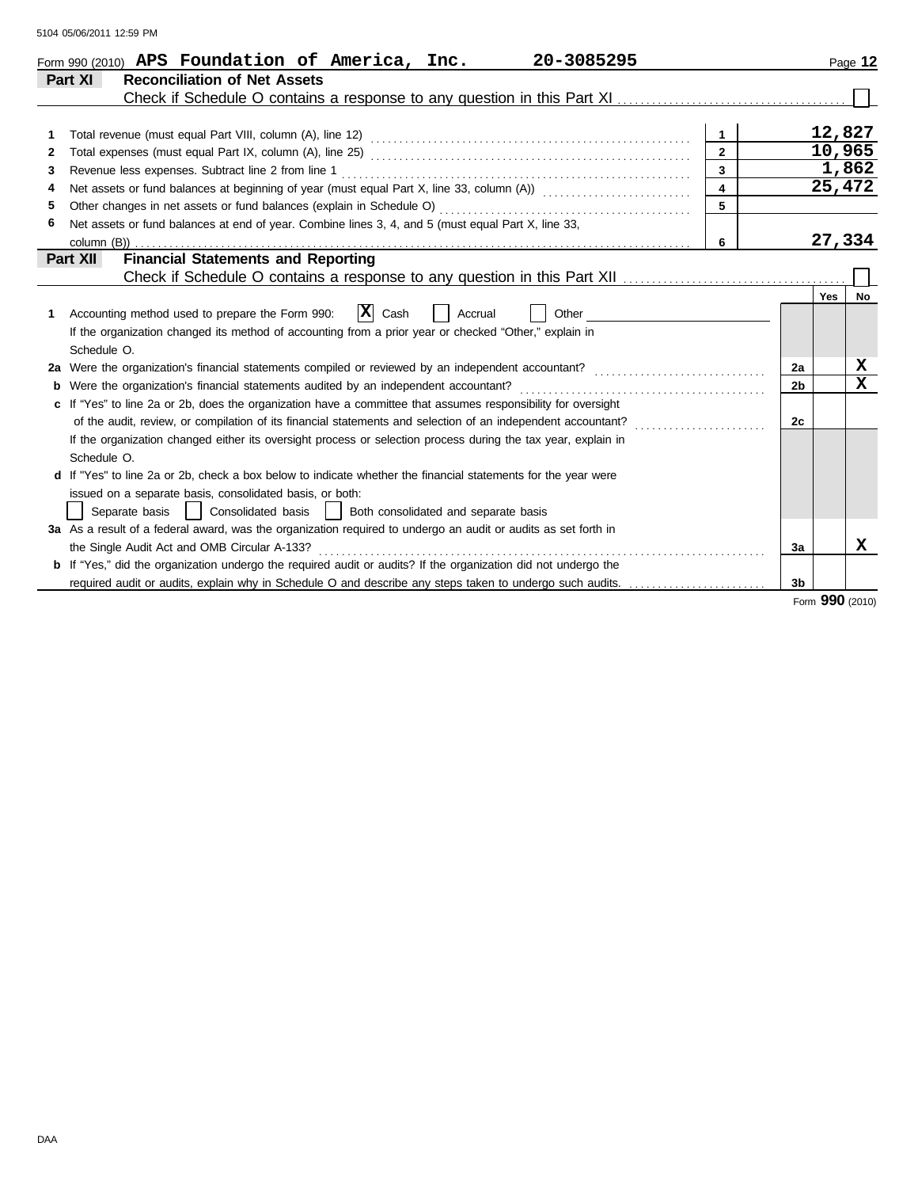Form 990 (2010) **APS Foundation of America, Inc.** **20-3085295** Page **12**

## Part XI Reconciliation of Net Assets

Check if Schedule O contains a response to any question in this Part XI ☐

| | | | |
|---|---|---|---|
| 1 | Total revenue (must equal Part VIII, column (A), line 12) | 1 | 12,827 |
| 2 | Total expenses (must equal Part IX, column (A), line 25) | 2 | 10,965 |
| 3 | Revenue less expenses. Subtract line 2 from line 1 | 3 | 1,862 |
| 4 | Net assets or fund balances at beginning of year (must equal Part X, line 33, column (A)) | 4 | 25,472 |
| 5 | Other changes in net assets or fund balances (explain in Schedule O) | 5 | |
| 6 | Net assets or fund balances at end of year. Combine lines 3, 4, and 5 (must equal Part X, line 33, column (B)) | 6 | 27,334 |

## Part XII Financial Statements and Reporting

Check if Schedule O contains a response to any question in this Part XII ☐

| | | | Yes | No |
|---|---|---|---|---|
| 1 | Accounting method used to prepare the Form 990: ☒ Cash ☐ Accrual ☐ Other<br>If the organization changed its method of accounting from a prior year or checked "Other," explain in Schedule O. | | | |
| 2a | Were the organization's financial statements compiled or reviewed by an independent accountant? | 2a | | X |
| b | Were the organization's financial statements audited by an independent accountant? | 2b | | X |
| c | If "Yes" to line 2a or 2b, does the organization have a committee that assumes responsibility for oversight of the audit, review, or compilation of its financial statements and selection of an independent accountant?<br>If the organization changed either its oversight process or selection process during the tax year, explain in Schedule O. | 2c | | |
| d | If "Yes" to line 2a or 2b, check a box below to indicate whether the financial statements for the year were issued on a separate basis, consolidated basis, or both:<br>☐ Separate basis ☐ Consolidated basis ☐ Both consolidated and separate basis | | | |
| 3a | As a result of a federal award, was the organization required to undergo an audit or audits as set forth in the Single Audit Act and OMB Circular A-133? | 3a | | X |
| b | If "Yes," did the organization undergo the required audit or audits? If the organization did not undergo the required audit or audits, explain why in Schedule O and describe any steps taken to undergo such audits. | 3b | | |

Form **990** (2010)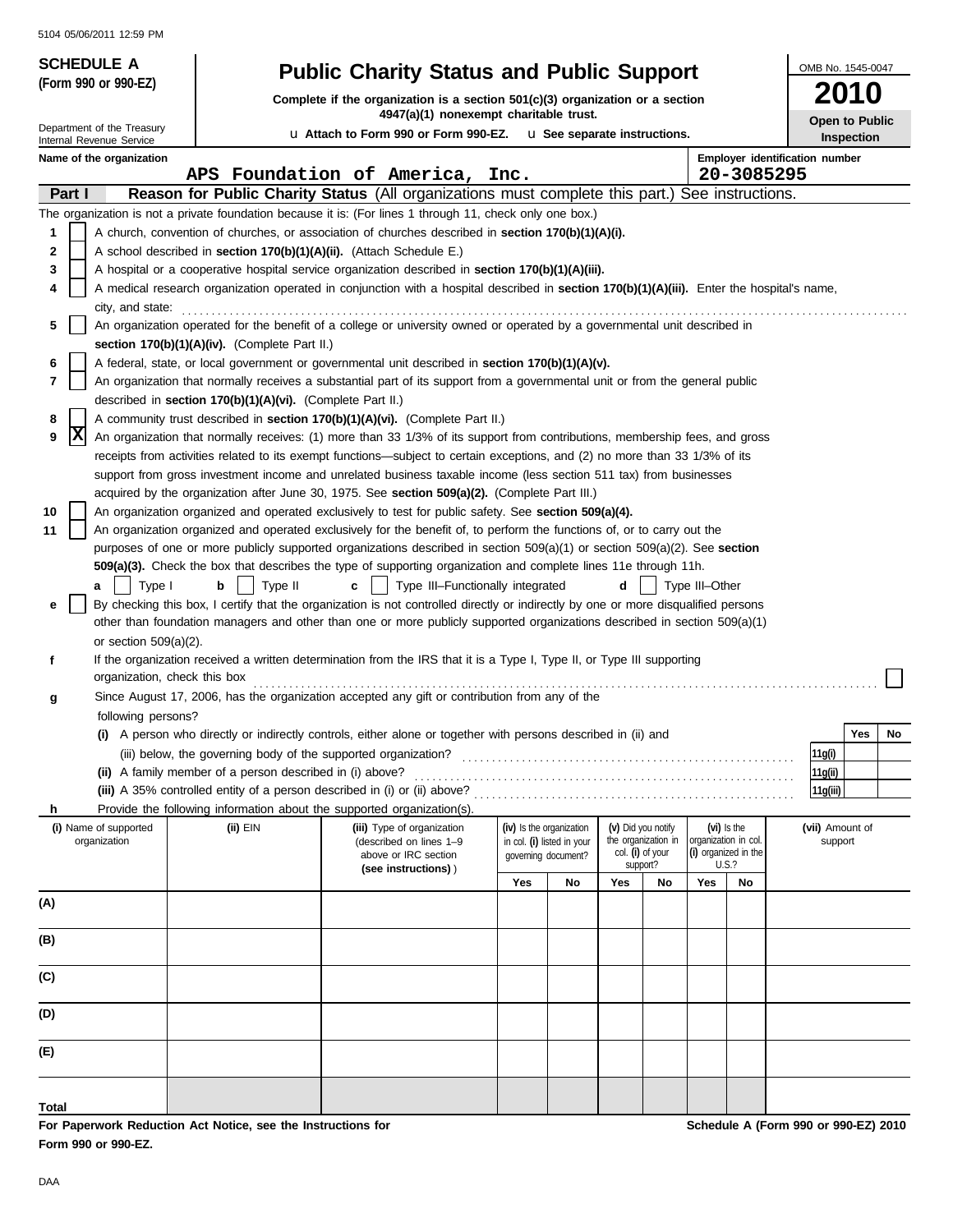**SCHEDULE A** **(Form 990 or 990-EZ)**

Department of the Treasury
Internal Revenue Service

# Public Charity Status and Public Support

**Complete if the organization is a section 501(c)(3) organization or a section 4947(a)(1) nonexempt charitable trust.**

u Attach to Form 990 or Form 990-EZ. u See separate instructions.

OMB No. 1545-0047

**2010**

**Open to Public Inspection**

**Name of the organization:** APS Foundation of America, Inc.

**Employer identification number:** 20-3085295

## Part I — Reason for Public Charity Status (All organizations must complete this part.) See instructions.

The organization is not a private foundation because it is: (For lines 1 through 11, check only one box.)

1. [ ] A church, convention of churches, or association of churches described in **section 170(b)(1)(A)(i).**
2. [ ] A school described in **section 170(b)(1)(A)(ii).** (Attach Schedule E.)
3. [ ] A hospital or a cooperative hospital service organization described in **section 170(b)(1)(A)(iii).**
4. [ ] A medical research organization operated in conjunction with a hospital described in **section 170(b)(1)(A)(iii).** Enter the hospital's name, city, and state:
5. [ ] An organization operated for the benefit of a college or university owned or operated by a governmental unit described in **section 170(b)(1)(A)(iv).** (Complete Part II.)
6. [ ] A federal, state, or local government or governmental unit described in **section 170(b)(1)(A)(v).**
7. [ ] An organization that normally receives a substantial part of its support from a governmental unit or from the general public described in **section 170(b)(1)(A)(vi).** (Complete Part II.)
8. [ ] A community trust described in **section 170(b)(1)(A)(vi).** (Complete Part II.)
9. [X] An organization that normally receives: (1) more than 33 1/3% of its support from contributions, membership fees, and gross receipts from activities related to its exempt functions—subject to certain exceptions, and (2) no more than 33 1/3% of its support from gross investment income and unrelated business taxable income (less section 511 tax) from businesses acquired by the organization after June 30, 1975. See **section 509(a)(2).** (Complete Part III.)
10. [ ] An organization organized and operated exclusively to test for public safety. See **section 509(a)(4).**
11. [ ] An organization organized and operated exclusively for the benefit of, to perform the functions of, or to carry out the purposes of one or more publicly supported organizations described in section 509(a)(1) or section 509(a)(2). See **section 509(a)(3).** Check the box that describes the type of supporting organization and complete lines 11e through 11h.

 **a** [ ] Type I **b** [ ] Type II **c** [ ] Type III–Functionally integrated **d** [ ] Type III–Other

 **e** [ ] By checking this box, I certify that the organization is not controlled directly or indirectly by one or more disqualified persons other than foundation managers and other than one or more publicly supported organizations described in section 509(a)(1) or section 509(a)(2).

 **f** If the organization received a written determination from the IRS that it is a Type I, Type II, or Type III supporting organization, check this box [ ]

 **g** Since August 17, 2006, has the organization accepted any gift or contribution from any of the following persons?

| | | Yes | No |
|---|---|---|---|
| **(i)** A person who directly or indirectly controls, either alone or together with persons described in (ii) and (iii) below, the governing body of the supported organization? | 11g(i) | | |
| **(ii)** A family member of a person described in (i) above? | 11g(ii) | | |
| **(iii)** A 35% controlled entity of a person described in (i) or (ii) above? | 11g(iii) | | |

 **h** Provide the following information about the supported organization(s).

| (i) Name of supported organization | (ii) EIN | (iii) Type of organization (described on lines 1–9 above or IRC section (see instructions)) | (iv) Is the organization in col. (i) listed in your governing document? Yes | No | (v) Did you notify the organization in col. (i) of your support? Yes | No | (vi) Is the organization in col. (i) organized in the U.S.? Yes | No | (vii) Amount of support |
|---|---|---|---|---|---|---|---|---|---|
| (A) | | | | | | | | | |
| (B) | | | | | | | | | |
| (C) | | | | | | | | | |
| (D) | | | | | | | | | |
| (E) | | | | | | | | | |
| Total | | | | | | | | | |

**For Paperwork Reduction Act Notice, see the Instructions for Form 990 or 990-EZ.**

**Schedule A (Form 990 or 990-EZ) 2010**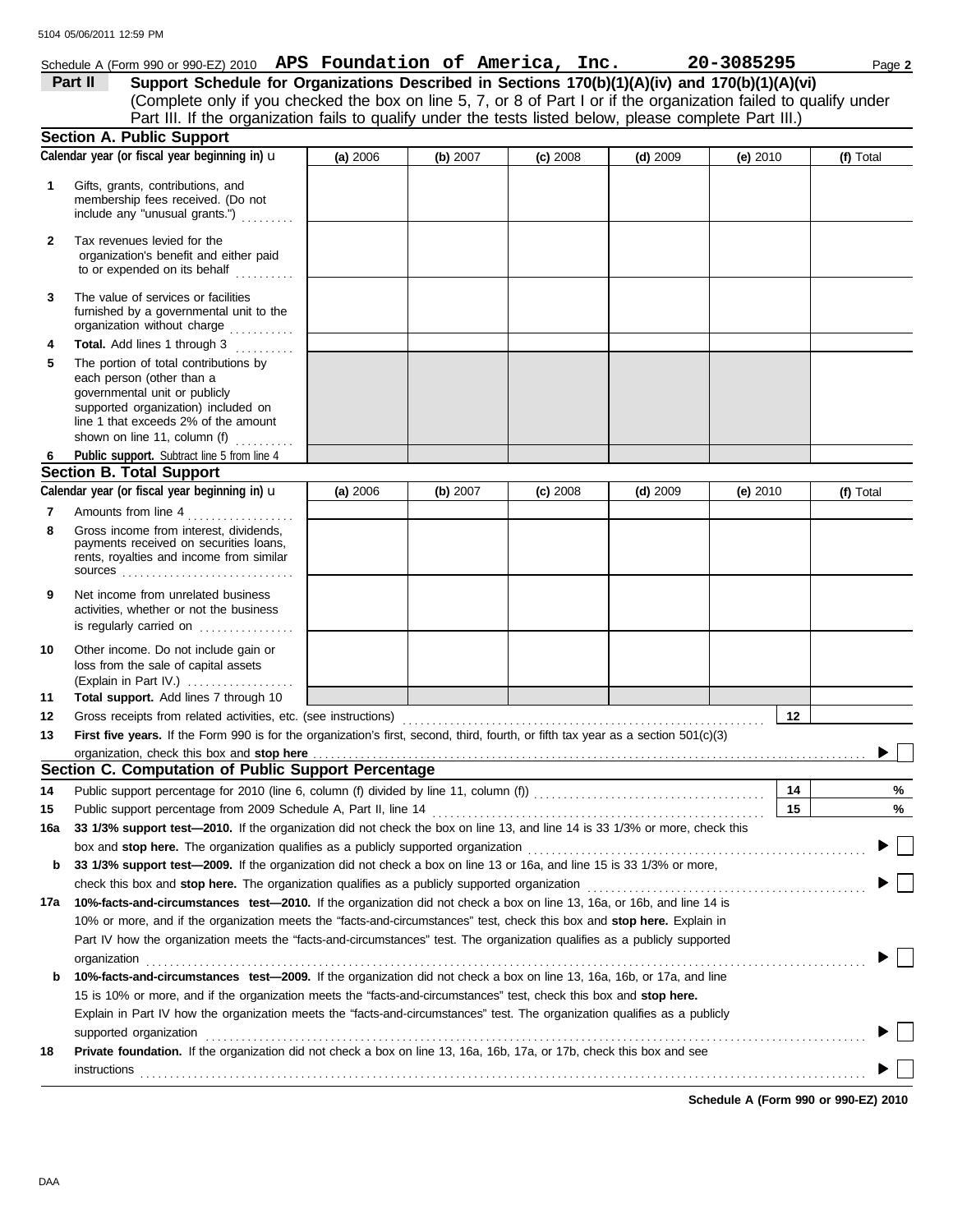Schedule A (Form 990 or 990-EZ) 2010 **APS Foundation of America, Inc.** **20-3085295**

## Part II Support Schedule for Organizations Described in Sections 170(b)(1)(A)(iv) and 170(b)(1)(A)(vi)

(Complete only if you checked the box on line 5, 7, or 8 of Part I or if the organization failed to qualify under Part III. If the organization fails to qualify under the tests listed below, please complete Part III.)

### Section A. Public Support

| Calendar year (or fiscal year beginning in) ► | (a) 2006 | (b) 2007 | (c) 2008 | (d) 2009 | (e) 2010 | (f) Total |
|---|---|---|---|---|---|---|
| 1 Gifts, grants, contributions, and membership fees received. (Do not include any "unusual grants.") | | | | | | |
| 2 Tax revenues levied for the organization's benefit and either paid to or expended on its behalf | | | | | | |
| 3 The value of services or facilities furnished by a governmental unit to the organization without charge | | | | | | |
| 4 **Total.** Add lines 1 through 3 | | | | | | |
| 5 The portion of total contributions by each person (other than a governmental unit or publicly supported organization) included on line 1 that exceeds 2% of the amount shown on line 11, column (f) | | | | | | |
| 6 **Public support.** Subtract line 5 from line 4 | | | | | | |

### Section B. Total Support

| Calendar year (or fiscal year beginning in) ► | (a) 2006 | (b) 2007 | (c) 2008 | (d) 2009 | (e) 2010 | (f) Total |
|---|---|---|---|---|---|---|
| 7 Amounts from line 4 | | | | | | |
| 8 Gross income from interest, dividends, payments received on securities loans, rents, royalties and income from similar sources | | | | | | |
| 9 Net income from unrelated business activities, whether or not the business is regularly carried on | | | | | | |
| 10 Other income. Do not include gain or loss from the sale of capital assets (Explain in Part IV.) | | | | | | |
| 11 **Total support.** Add lines 7 through 10 | | | | | | |

12 Gross receipts from related activities, etc. (see instructions) .......... 12

13 **First five years.** If the Form 990 is for the organization's first, second, third, fourth, or fifth tax year as a section 501(c)(3) organization, check this box and **stop here** .......... ► ☐

### Section C. Computation of Public Support Percentage

14 Public support percentage for 2010 (line 6, column (f) divided by line 11, column (f)) .......... 14 %

15 Public support percentage from 2009 Schedule A, Part II, line 14 .......... 15 %

16a **33 1/3% support test—2010.** If the organization did not check the box on line 13, and line 14 is 33 1/3% or more, check this box and **stop here.** The organization qualifies as a publicly supported organization .......... ► ☐

b **33 1/3% support test—2009.** If the organization did not check a box on line 13 or 16a, and line 15 is 33 1/3% or more, check this box and **stop here.** The organization qualifies as a publicly supported organization .......... ► ☐

17a **10%-facts-and-circumstances test—2010.** If the organization did not check a box on line 13, 16a, or 16b, and line 14 is 10% or more, and if the organization meets the "facts-and-circumstances" test, check this box and **stop here.** Explain in Part IV how the organization meets the "facts-and-circumstances" test. The organization qualifies as a publicly supported organization .......... ► ☐

b **10%-facts-and-circumstances test—2009.** If the organization did not check a box on line 13, 16a, 16b, or 17a, and line 15 is 10% or more, and if the organization meets the "facts-and-circumstances" test, check this box and **stop here.** Explain in Part IV how the organization meets the "facts-and-circumstances" test. The organization qualifies as a publicly supported organization .......... ► ☐

18 **Private foundation.** If the organization did not check a box on line 13, 16a, 16b, 17a, or 17b, check this box and see instructions .......... ► ☐

**Schedule A (Form 990 or 990-EZ) 2010**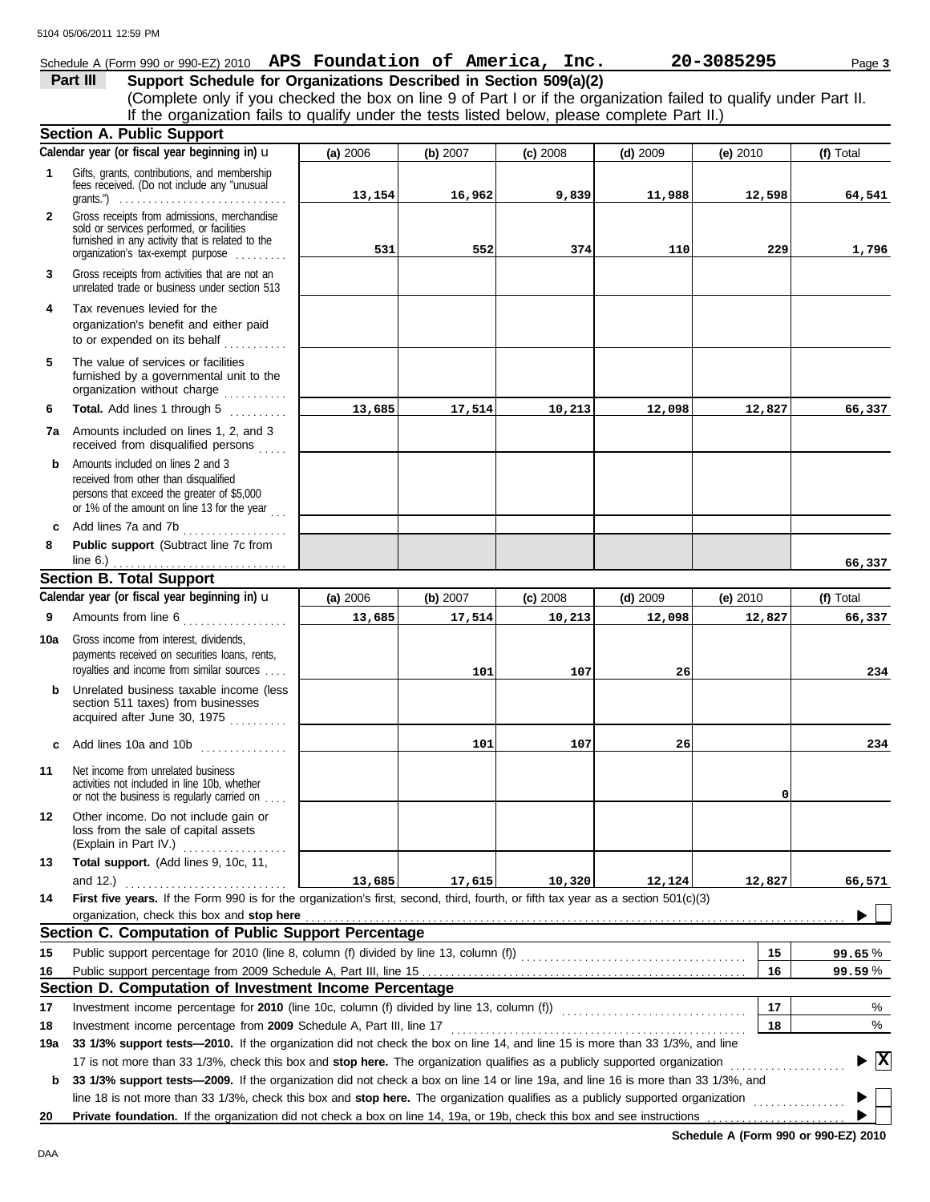Schedule A (Form 990 or 990-EZ) 2010 **APS Foundation of America, Inc.** **20-3085295** Page **3**

## Part III Support Schedule for Organizations Described in Section 509(a)(2)

(Complete only if you checked the box on line 9 of Part I or if the organization failed to qualify under Part II. If the organization fails to qualify under the tests listed below, please complete Part II.)

### Section A. Public Support

| Calendar year (or fiscal year beginning in) | (a) 2006 | (b) 2007 | (c) 2008 | (d) 2009 | (e) 2010 | (f) Total |
|---|---|---|---|---|---|---|
| **1** Gifts, grants, contributions, and membership fees received. (Do not include any "unusual grants.") | 13,154 | 16,962 | 9,839 | 11,988 | 12,598 | 64,541 |
| **2** Gross receipts from admissions, merchandise sold or services performed, or facilities furnished in any activity that is related to the organization's tax-exempt purpose | 531 | 552 | 374 | 110 | 229 | 1,796 |
| **3** Gross receipts from activities that are not an unrelated trade or business under section 513 | | | | | | |
| **4** Tax revenues levied for the organization's benefit and either paid to or expended on its behalf | | | | | | |
| **5** The value of services or facilities furnished by a governmental unit to the organization without charge | | | | | | |
| **6** **Total.** Add lines 1 through 5 | 13,685 | 17,514 | 10,213 | 12,098 | 12,827 | 66,337 |
| **7a** Amounts included on lines 1, 2, and 3 received from disqualified persons | | | | | | |
| **b** Amounts included on lines 2 and 3 received from other than disqualified persons that exceed the greater of $5,000 or 1% of the amount on line 13 for the year | | | | | | |
| **c** Add lines 7a and 7b | | | | | | |
| **8** **Public support** (Subtract line 7c from line 6.) | | | | | | 66,337 |

### Section B. Total Support

| Calendar year (or fiscal year beginning in) | (a) 2006 | (b) 2007 | (c) 2008 | (d) 2009 | (e) 2010 | (f) Total |
|---|---|---|---|---|---|---|
| **9** Amounts from line 6 | 13,685 | 17,514 | 10,213 | 12,098 | 12,827 | 66,337 |
| **10a** Gross income from interest, dividends, payments received on securities loans, rents, royalties and income from similar sources | | 101 | 107 | 26 | | 234 |
| **b** Unrelated business taxable income (less section 511 taxes) from businesses acquired after June 30, 1975 | | | | | | |
| **c** Add lines 10a and 10b | | 101 | 107 | 26 | | 234 |
| **11** Net income from unrelated business activities not included in line 10b, whether or not the business is regularly carried on | | | | | 0 | |
| **12** Other income. Do not include gain or loss from the sale of capital assets (Explain in Part IV.) | | | | | | |
| **13** **Total support.** (Add lines 9, 10c, 11, and 12.) | 13,685 | 17,615 | 10,320 | 12,124 | 12,827 | 66,571 |

**14** **First five years.** If the Form 990 is for the organization's first, second, third, fourth, or fifth tax year as a section 501(c)(3) organization, check this box and **stop here** ☐

### Section C. Computation of Public Support Percentage

| | | | |
|---|---|---|---|
| **15** | Public support percentage for 2010 (line 8, column (f) divided by line 13, column (f)) | 15 | 99.65 % |
| **16** | Public support percentage from 2009 Schedule A, Part III, line 15 | 16 | 99.59 % |

### Section D. Computation of Investment Income Percentage

| | | | |
|---|---|---|---|
| **17** | Investment income percentage for **2010** (line 10c, column (f) divided by line 13, column (f)) | 17 | % |
| **18** | Investment income percentage from **2009** Schedule A, Part III, line 17 | 18 | % |

**19a** **33 1/3% support tests—2010.** If the organization did not check the box on line 14, and line 15 is more than 33 1/3%, and line 17 is not more than 33 1/3%, check this box and **stop here.** The organization qualifies as a publicly supported organization ☒

**b** **33 1/3% support tests—2009.** If the organization did not check a box on line 14 or line 19a, and line 16 is more than 33 1/3%, and line 18 is not more than 33 1/3%, check this box and **stop here.** The organization qualifies as a publicly supported organization ☐

**20** **Private foundation.** If the organization did not check a box on line 14, 19a, or 19b, check this box and see instructions ☐

**Schedule A (Form 990 or 990-EZ) 2010**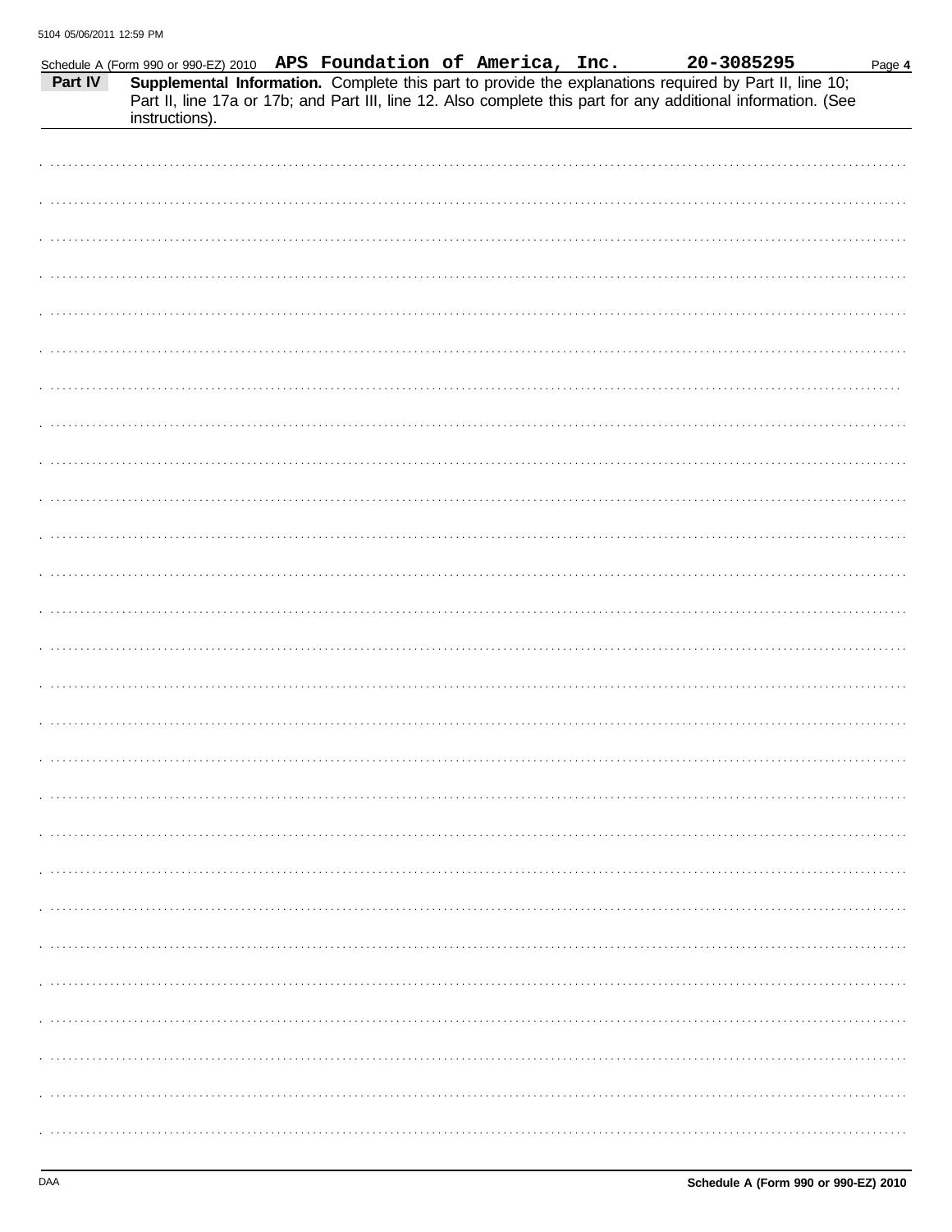Schedule A (Form 990 or 990-EZ) 2010 **APS Foundation of America, Inc.** **20-3085295** Page **4**

**Part IV** **Supplemental Information.** Complete this part to provide the explanations required by Part II, line 10; Part II, line 17a or 17b; and Part III, line 12. Also complete this part for any additional information. (See instructions).

**Schedule A (Form 990 or 990-EZ) 2010**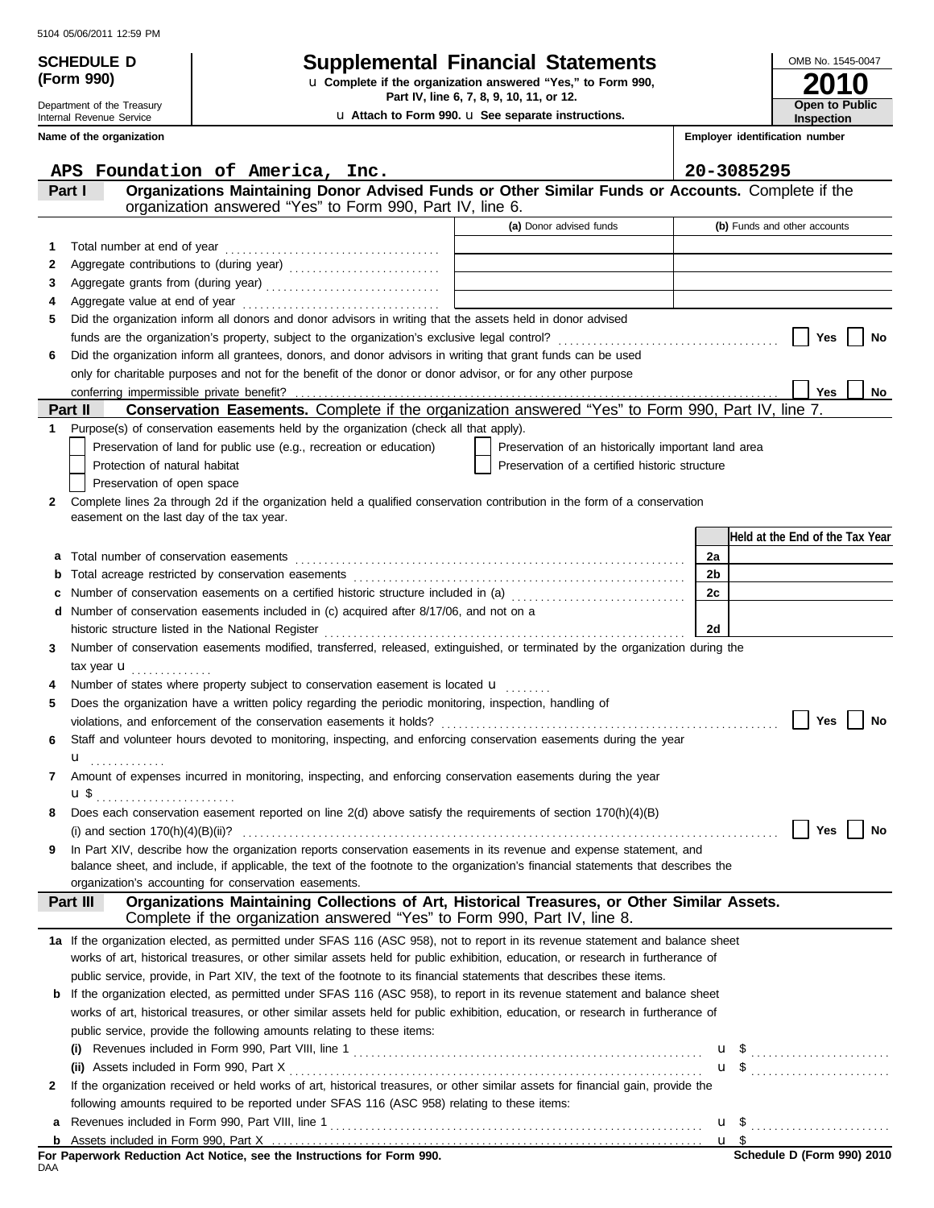**SCHEDULE D (Form 990)**

Department of the Treasury
Internal Revenue Service

# Supplemental Financial Statements

u Complete if the organization answered "Yes," to Form 990, Part IV, line 6, 7, 8, 9, 10, 11, or 12.

u Attach to Form 990. u See separate instructions.

OMB No. 1545-0047

**2010**

**Open to Public Inspection**

**Name of the organization:** APS Foundation of America, Inc.

**Employer identification number:** 20-3085295

## Part I — Organizations Maintaining Donor Advised Funds or Other Similar Funds or Accounts.
Complete if the organization answered "Yes" to Form 990, Part IV, line 6.

| | | (a) Donor advised funds | (b) Funds and other accounts |
|---|---|---|---|
| 1 | Total number at end of year | | |
| 2 | Aggregate contributions to (during year) | | |
| 3 | Aggregate grants from (during year) | | |
| 4 | Aggregate value at end of year | | |

5 Did the organization inform all donors and donor advisors in writing that the assets held in donor advised funds are the organization's property, subject to the organization's exclusive legal control? ☐ Yes ☐ No

6 Did the organization inform all grantees, donors, and donor advisors in writing that grant funds can be used only for charitable purposes and not for the benefit of the donor or donor advisor, or for any other purpose conferring impermissible private benefit? ☐ Yes ☐ No

## Part II — Conservation Easements.
Complete if the organization answered "Yes" to Form 990, Part IV, line 7.

1 Purpose(s) of conservation easements held by the organization (check all that apply).

- ☐ Preservation of land for public use (e.g., recreation or education)
- ☐ Protection of natural habitat
- ☐ Preservation of open space
- ☐ Preservation of an historically important land area
- ☐ Preservation of a certified historic structure

2 Complete lines 2a through 2d if the organization held a qualified conservation contribution in the form of a conservation easement on the last day of the tax year.

| | | | Held at the End of the Tax Year |
|---|---|---|---|
| a | Total number of conservation easements | 2a | |
| b | Total acreage restricted by conservation easements | 2b | |
| c | Number of conservation easements on a certified historic structure included in (a) | 2c | |
| d | Number of conservation easements included in (c) acquired after 8/17/06, and not on a historic structure listed in the National Register | 2d | |

3 Number of conservation easements modified, transferred, released, extinguished, or terminated by the organization during the tax year u

4 Number of states where property subject to conservation easement is located u

5 Does the organization have a written policy regarding the periodic monitoring, inspection, handling of violations, and enforcement of the conservation easements it holds? ☐ Yes ☐ No

6 Staff and volunteer hours devoted to monitoring, inspecting, and enforcing conservation easements during the year u

7 Amount of expenses incurred in monitoring, inspecting, and enforcing conservation easements during the year u $

8 Does each conservation easement reported on line 2(d) above satisfy the requirements of section 170(h)(4)(B)(i) and section 170(h)(4)(B)(ii)? ☐ Yes ☐ No

9 In Part XIV, describe how the organization reports conservation easements in its revenue and expense statement, and balance sheet, and include, if applicable, the text of the footnote to the organization's financial statements that describes the organization's accounting for conservation easements.

## Part III — Organizations Maintaining Collections of Art, Historical Treasures, or Other Similar Assets.
Complete if the organization answered "Yes" to Form 990, Part IV, line 8.

1a If the organization elected, as permitted under SFAS 116 (ASC 958), not to report in its revenue statement and balance sheet works of art, historical treasures, or other similar assets held for public exhibition, education, or research in furtherance of public service, provide, in Part XIV, the text of the footnote to its financial statements that describes these items.

b If the organization elected, as permitted under SFAS 116 (ASC 958), to report in its revenue statement and balance sheet works of art, historical treasures, or other similar assets held for public exhibition, education, or research in furtherance of public service, provide the following amounts relating to these items:

(i) Revenues included in Form 990, Part VIII, line 1 u $

(ii) Assets included in Form 990, Part X u $

2 If the organization received or held works of art, historical treasures, or other similar assets for financial gain, provide the following amounts required to be reported under SFAS 116 (ASC 958) relating to these items:

a Revenues included in Form 990, Part VIII, line 1 u $

b Assets included in Form 990, Part X u $

**For Paperwork Reduction Act Notice, see the Instructions for Form 990.**

Schedule D (Form 990) 2010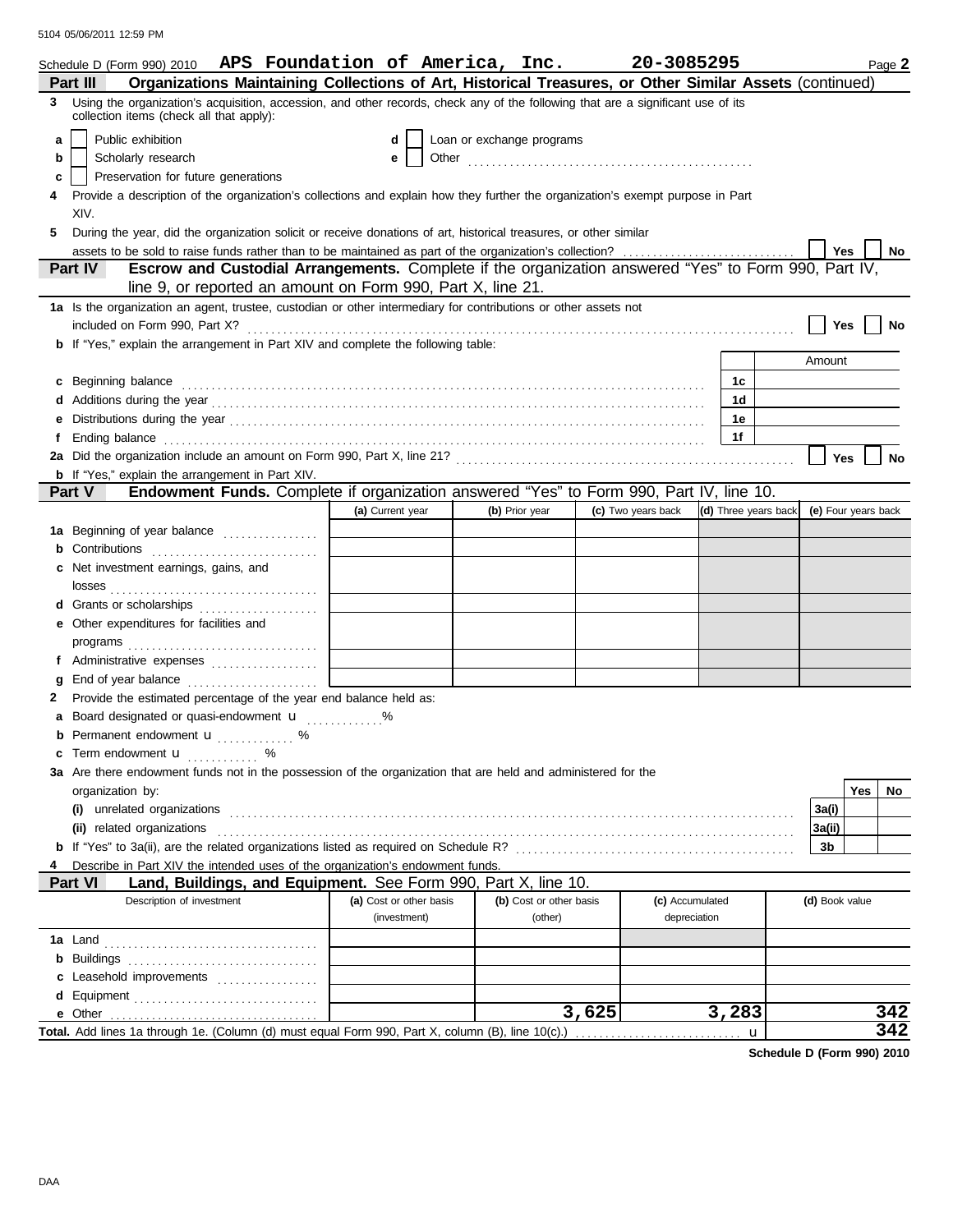Schedule D (Form 990) 2010 **APS Foundation of America, Inc.** **20-3085295** Page **2**

## Part III Organizations Maintaining Collections of Art, Historical Treasures, or Other Similar Assets (continued)

**3** Using the organization's acquisition, accession, and other records, check any of the following that are a significant use of its collection items (check all that apply):

- **a** ☐ Public exhibition
- **b** ☐ Scholarly research
- **c** ☐ Preservation for future generations
- **d** ☐ Loan or exchange programs
- **e** ☐ Other

**4** Provide a description of the organization's collections and explain how they further the organization's exempt purpose in Part XIV.

**5** During the year, did the organization solicit or receive donations of art, historical treasures, or other similar assets to be sold to raise funds rather than to be maintained as part of the organization's collection? ☐ Yes ☐ No

## Part IV Escrow and Custodial Arrangements. Complete if the organization answered "Yes" to Form 990, Part IV, line 9, or reported an amount on Form 990, Part X, line 21.

**1a** Is the organization an agent, trustee, custodian or other intermediary for contributions or other assets not included on Form 990, Part X? ☐ Yes ☐ No

**b** If "Yes," explain the arrangement in Part XIV and complete the following table:

| | | Amount |
|---|---|---|
| **c** Beginning balance | 1c | |
| **d** Additions during the year | 1d | |
| **e** Distributions during the year | 1e | |
| **f** Ending balance | 1f | |

**2a** Did the organization include an amount on Form 990, Part X, line 21? ☐ Yes ☐ No

**b** If "Yes," explain the arrangement in Part XIV.

## Part V Endowment Funds. Complete if organization answered "Yes" to Form 990, Part IV, line 10.

| | (a) Current year | (b) Prior year | (c) Two years back | (d) Three years back | (e) Four years back |
|---|---|---|---|---|---|
| **1a** Beginning of year balance | | | | | |
| **b** Contributions | | | | | |
| **c** Net investment earnings, gains, and losses | | | | | |
| **d** Grants or scholarships | | | | | |
| **e** Other expenditures for facilities and programs | | | | | |
| **f** Administrative expenses | | | | | |
| **g** End of year balance | | | | | |

**2** Provide the estimated percentage of the year end balance held as:

- **a** Board designated or quasi-endowment u %
- **b** Permanent endowment u %
- **c** Term endowment u %

**3a** Are there endowment funds not in the possession of the organization that are held and administered for the organization by:

| | | Yes | No |
|---|---|---|---|
| **(i)** unrelated organizations | 3a(i) | | |
| **(ii)** related organizations | 3a(ii) | | |
| **b** If "Yes" to 3a(ii), are the related organizations listed as required on Schedule R? | 3b | | |

**4** Describe in Part XIV the intended uses of the organization's endowment funds.

## Part VI Land, Buildings, and Equipment. See Form 990, Part X, line 10.

| Description of investment | (a) Cost or other basis (investment) | (b) Cost or other basis (other) | (c) Accumulated depreciation | (d) Book value |
|---|---|---|---|---|
| **1a** Land | | | | |
| **b** Buildings | | | | |
| **c** Leasehold improvements | | | | |
| **d** Equipment | | | | |
| **e** Other | | 3,625 | 3,283 | 342 |
| **Total.** Add lines 1a through 1e. (Column (d) must equal Form 990, Part X, column (B), line 10(c).) u | | | | 342 |

**Schedule D (Form 990) 2010**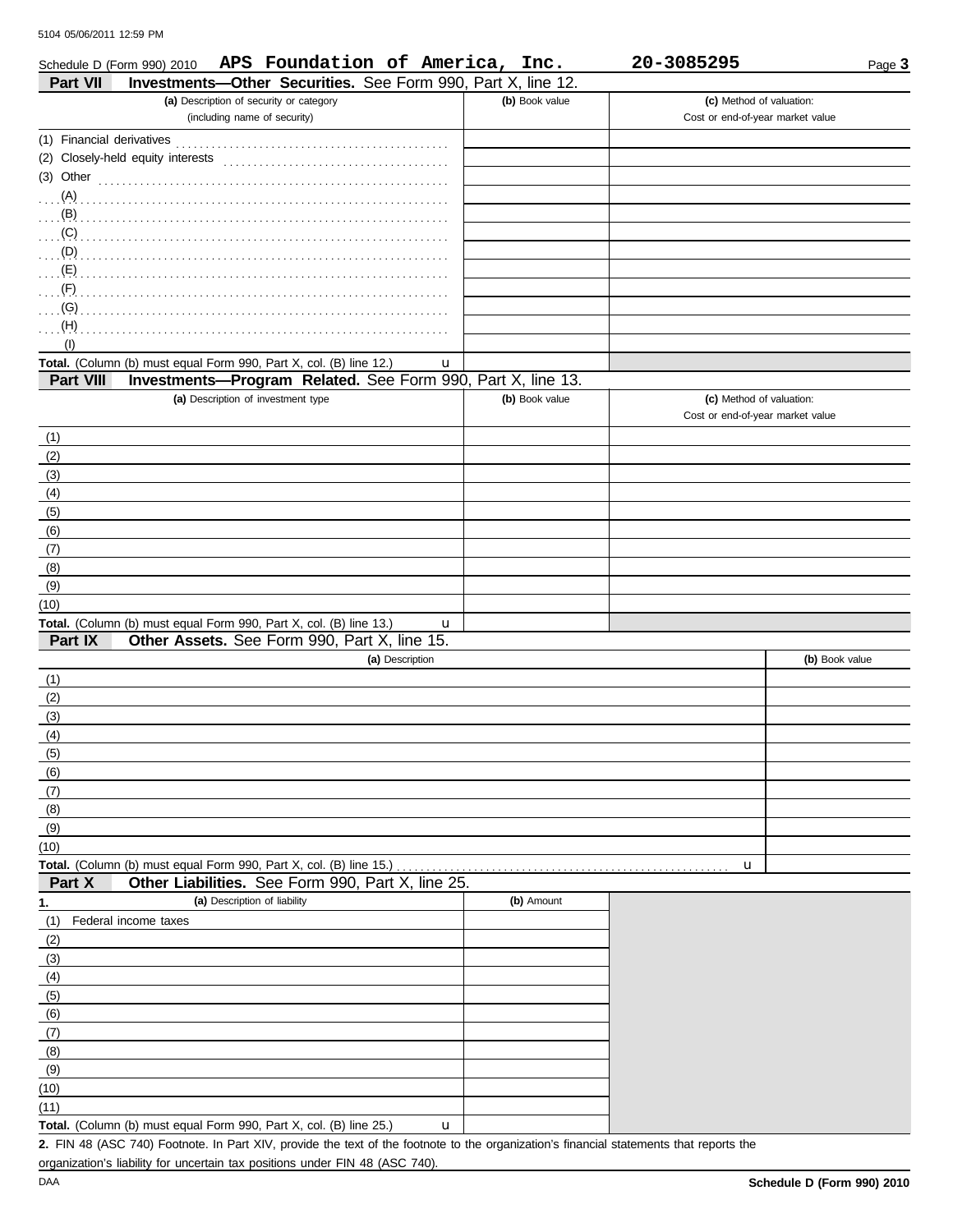Schedule D (Form 990) 2010 **APS Foundation of America, Inc.** **20-3085295** Page **3**

## Part VII Investments—Other Securities. See Form 990, Part X, line 12.

| (a) Description of security or category (including name of security) | (b) Book value | (c) Method of valuation: Cost or end-of-year market value |
|---|---|---|
| (1) Financial derivatives | | |
| (2) Closely-held equity interests | | |
| (3) Other | | |
| (A) | | |
| (B) | | |
| (C) | | |
| (D) | | |
| (E) | | |
| (F) | | |
| (G) | | |
| (H) | | |
| (I) | | |
| **Total.** (Column (b) must equal Form 990, Part X, col. (B) line 12.) u | | |

## Part VIII Investments—Program Related. See Form 990, Part X, line 13.

| (a) Description of investment type | (b) Book value | (c) Method of valuation: Cost or end-of-year market value |
|---|---|---|
| (1) | | |
| (2) | | |
| (3) | | |
| (4) | | |
| (5) | | |
| (6) | | |
| (7) | | |
| (8) | | |
| (9) | | |
| (10) | | |
| **Total.** (Column (b) must equal Form 990, Part X, col. (B) line 13.) u | | |

## Part IX Other Assets. See Form 990, Part X, line 15.

| (a) Description | (b) Book value |
|---|---|
| (1) | |
| (2) | |
| (3) | |
| (4) | |
| (5) | |
| (6) | |
| (7) | |
| (8) | |
| (9) | |
| (10) | |
| **Total.** (Column (b) must equal Form 990, Part X, col. (B) line 15.) u | |

## Part X Other Liabilities. See Form 990, Part X, line 25.

| 1. (a) Description of liability | (b) Amount |
|---|---|
| (1) Federal income taxes | |
| (2) | |
| (3) | |
| (4) | |
| (5) | |
| (6) | |
| (7) | |
| (8) | |
| (9) | |
| (10) | |
| (11) | |
| **Total.** (Column (b) must equal Form 990, Part X, col. (B) line 25.) u | |

**2.** FIN 48 (ASC 740) Footnote. In Part XIV, provide the text of the footnote to the organization's financial statements that reports the organization's liability for uncertain tax positions under FIN 48 (ASC 740).

**Schedule D (Form 990) 2010**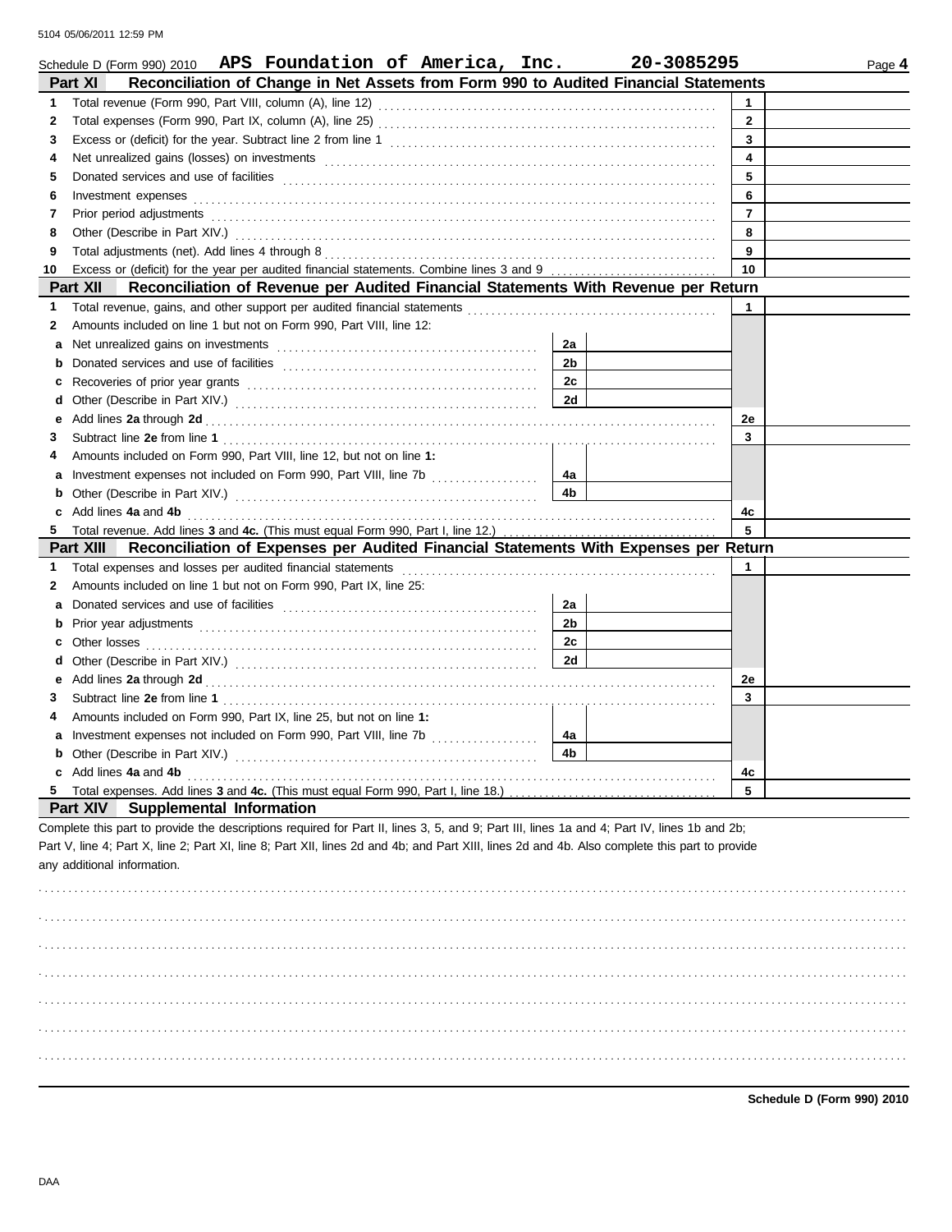Schedule D (Form 990) 2010 **APS Foundation of America, Inc.** **20-3085295** Page **4**

## Part XI Reconciliation of Change in Net Assets from Form 990 to Audited Financial Statements

| | | | |
|---|---|---|---|
| 1 | Total revenue (Form 990, Part VIII, column (A), line 12) | 1 | |
| 2 | Total expenses (Form 990, Part IX, column (A), line 25) | 2 | |
| 3 | Excess or (deficit) for the year. Subtract line 2 from line 1 | 3 | |
| 4 | Net unrealized gains (losses) on investments | 4 | |
| 5 | Donated services and use of facilities | 5 | |
| 6 | Investment expenses | 6 | |
| 7 | Prior period adjustments | 7 | |
| 8 | Other (Describe in Part XIV.) | 8 | |
| 9 | Total adjustments (net). Add lines 4 through 8 | 9 | |
| 10 | Excess or (deficit) for the year per audited financial statements. Combine lines 3 and 9 | 10 | |

## Part XII Reconciliation of Revenue per Audited Financial Statements With Revenue per Return

| | | | | | |
|---|---|---|---|---|---|
| 1 | Total revenue, gains, and other support per audited financial statements | | | 1 | |
| 2 | Amounts included on line 1 but not on Form 990, Part VIII, line 12: | | | | |
| a | Net unrealized gains on investments | 2a | | | |
| b | Donated services and use of facilities | 2b | | | |
| c | Recoveries of prior year grants | 2c | | | |
| d | Other (Describe in Part XIV.) | 2d | | | |
| e | Add lines **2a** through **2d** | | | 2e | |
| 3 | Subtract line **2e** from line **1** | | | 3 | |
| 4 | Amounts included on Form 990, Part VIII, line 12, but not on line **1:** | | | | |
| a | Investment expenses not included on Form 990, Part VIII, line 7b | 4a | | | |
| b | Other (Describe in Part XIV.) | 4b | | | |
| c | Add lines **4a** and **4b** | | | 4c | |
| 5 | Total revenue. Add lines **3** and **4c.** (This must equal Form 990, Part I, line 12.) | | | 5 | |

## Part XIII Reconciliation of Expenses per Audited Financial Statements With Expenses per Return

| | | | | | |
|---|---|---|---|---|---|
| 1 | Total expenses and losses per audited financial statements | | | 1 | |
| 2 | Amounts included on line 1 but not on Form 990, Part IX, line 25: | | | | |
| a | Donated services and use of facilities | 2a | | | |
| b | Prior year adjustments | 2b | | | |
| c | Other losses | 2c | | | |
| d | Other (Describe in Part XIV.) | 2d | | | |
| e | Add lines **2a** through **2d** | | | 2e | |
| 3 | Subtract line **2e** from line **1** | | | 3 | |
| 4 | Amounts included on Form 990, Part IX, line 25, but not on line **1:** | | | | |
| a | Investment expenses not included on Form 990, Part VIII, line 7b | 4a | | | |
| b | Other (Describe in Part XIV.) | 4b | | | |
| c | Add lines **4a** and **4b** | | | 4c | |
| 5 | Total expenses. Add lines **3** and **4c.** (This must equal Form 990, Part I, line 18.) | | | 5 | |

## Part XIV Supplemental Information

Complete this part to provide the descriptions required for Part II, lines 3, 5, and 9; Part III, lines 1a and 4; Part IV, lines 1b and 2b; Part V, line 4; Part X, line 2; Part XI, line 8; Part XII, lines 2d and 4b; and Part XIII, lines 2d and 4b. Also complete this part to provide any additional information.

**Schedule D (Form 990) 2010**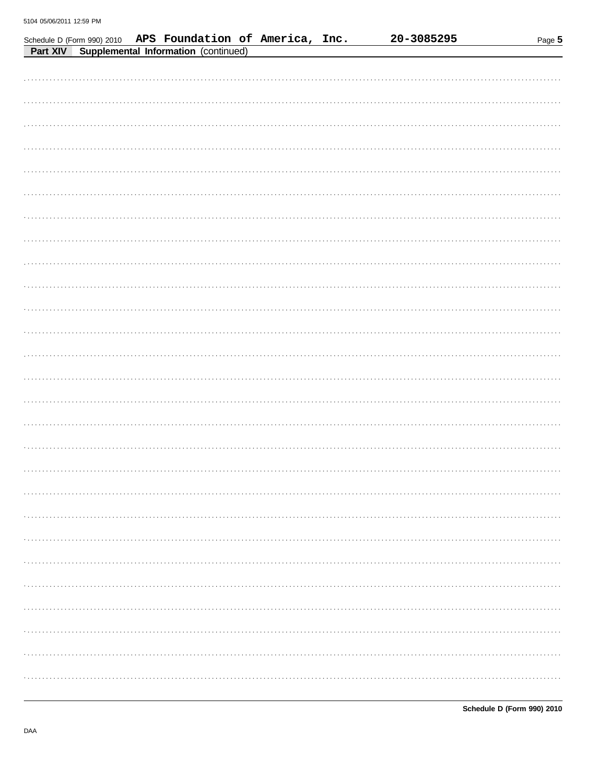Schedule D (Form 990) 2010 **APS Foundation of America, Inc.** **20-3085295** Page **5**

**Part XIV** **Supplemental Information** (continued)

**Schedule D (Form 990) 2010**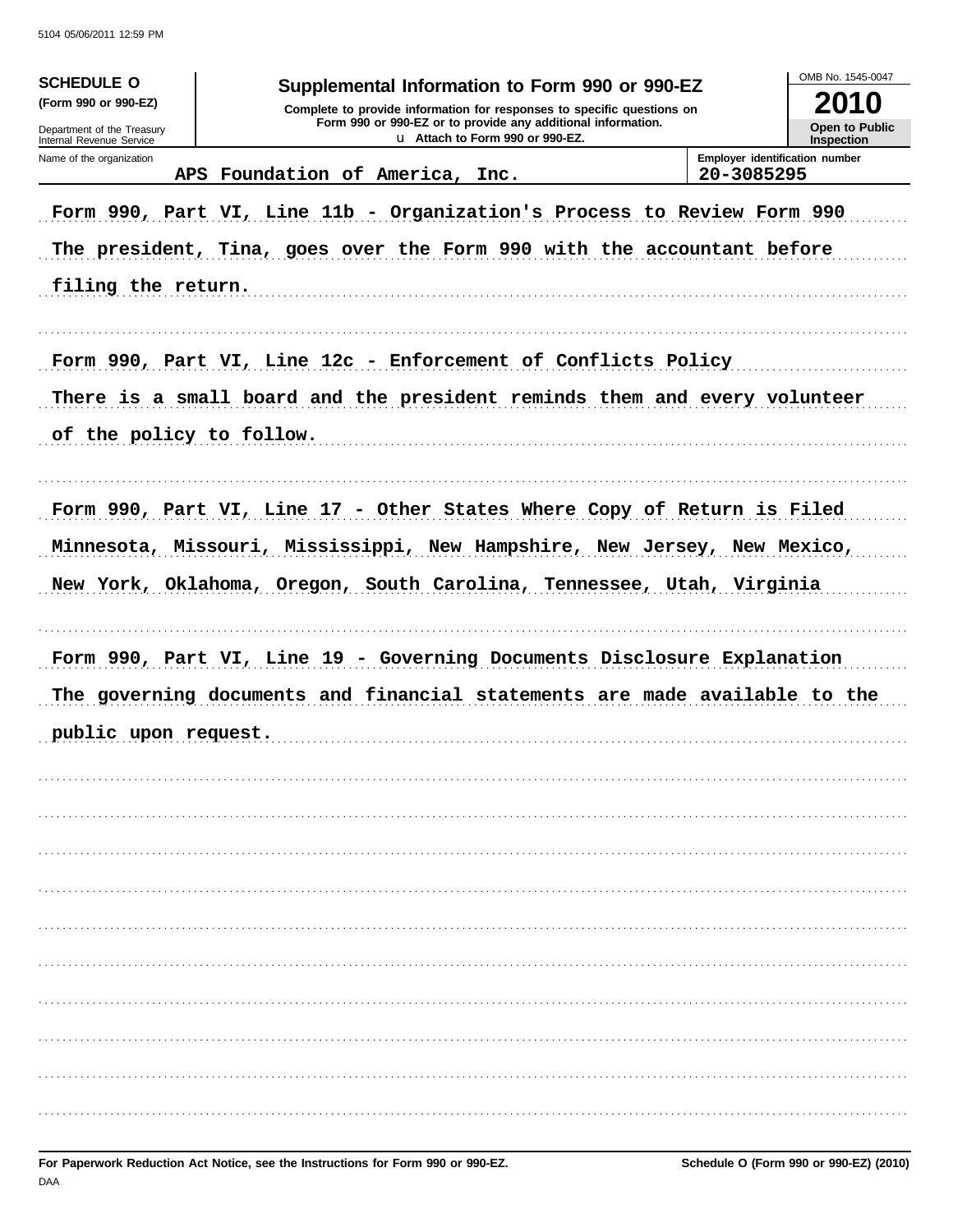5104 05/06/2011 12:59 PM

**SCHEDULE O**
**(Form 990 or 990-EZ)**

Department of the Treasury
Internal Revenue Service

# Supplemental Information to Form 990 or 990-EZ

**Complete to provide information for responses to specific questions on Form 990 or 990-EZ or to provide any additional information.**
**Attach to Form 990 or 990-EZ.**

OMB No. 1545-0047
**2010**
**Open to Public Inspection**

| Name of the organization | Employer identification number |
|---|---|
| APS Foundation of America, Inc. | 20-3085295 |

Form 990, Part VI, Line 11b - Organization's Process to Review Form 990

The president, Tina, goes over the Form 990 with the accountant before filing the return.

Form 990, Part VI, Line 12c - Enforcement of Conflicts Policy

There is a small board and the president reminds them and every volunteer of the policy to follow.

Form 990, Part VI, Line 17 - Other States Where Copy of Return is Filed

Minnesota, Missouri, Mississippi, New Hampshire, New Jersey, New Mexico, New York, Oklahoma, Oregon, South Carolina, Tennessee, Utah, Virginia

Form 990, Part VI, Line 19 - Governing Documents Disclosure Explanation

The governing documents and financial statements are made available to the public upon request.

**For Paperwork Reduction Act Notice, see the Instructions for Form 990 or 990-EZ.** **Schedule O (Form 990 or 990-EZ) (2010)**

DAA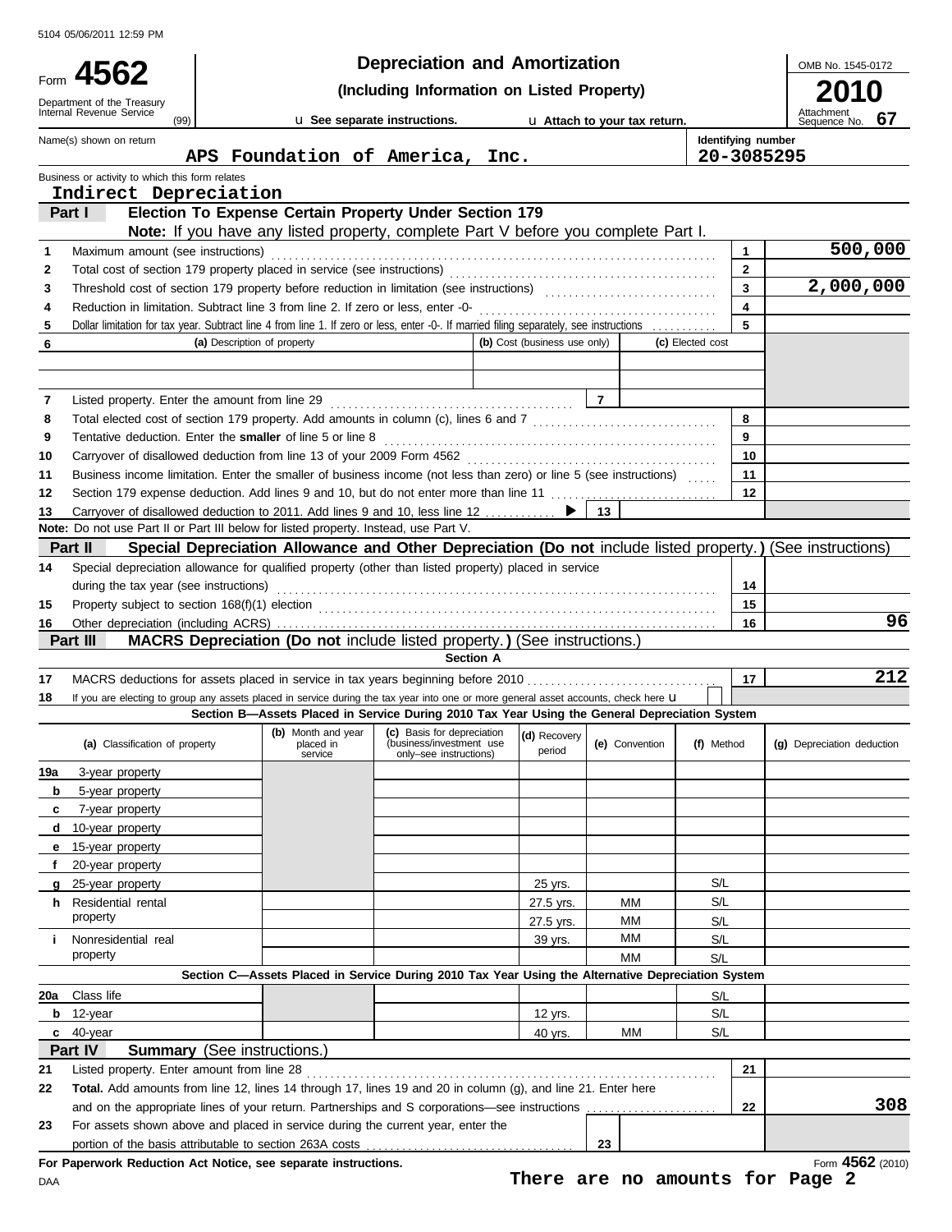5104 05/06/2011 12:59 PM

# Form 4562 — Depreciation and Amortization (Including Information on Listed Property) — 2010

Department of the Treasury
Internal Revenue Service (99)

u See separate instructions. u Attach to your tax return.

OMB No. 1545-0172
Attachment Sequence No. 67

| Name(s) shown on return | Identifying number |
|---|---|
| APS Foundation of America, Inc. | 20-3085295 |

Business or activity to which this form relates
**Indirect Depreciation**

## Part I — Election To Expense Certain Property Under Section 179

**Note:** If you have any listed property, complete Part V before you complete Part I.

| Line | Description | Box | Amount |
|---|---|---|---|
| 1 | Maximum amount (see instructions) | 1 | 500,000 |
| 2 | Total cost of section 179 property placed in service (see instructions) | 2 | |
| 3 | Threshold cost of section 179 property before reduction in limitation (see instructions) | 3 | 2,000,000 |
| 4 | Reduction in limitation. Subtract line 3 from line 2. If zero or less, enter -0- | 4 | |
| 5 | Dollar limitation for tax year. Subtract line 4 from line 1. If zero or less, enter -0-. If married filing separately, see instructions | 5 | |

| 6 | (a) Description of property | (b) Cost (business use only) | (c) Elected cost |
|---|---|---|---|
| | | | |
| | | | |

| Line | Description | Box | Amount |
|---|---|---|---|
| 7 | Listed property. Enter the amount from line 29 | 7 | |
| 8 | Total elected cost of section 179 property. Add amounts in column (c), lines 6 and 7 | 8 | |
| 9 | Tentative deduction. Enter the **smaller** of line 5 or line 8 | 9 | |
| 10 | Carryover of disallowed deduction from line 13 of your 2009 Form 4562 | 10 | |
| 11 | Business income limitation. Enter the smaller of business income (not less than zero) or line 5 (see instructions) | 11 | |
| 12 | Section 179 expense deduction. Add lines 9 and 10, but do not enter more than line 11 | 12 | |
| 13 | Carryover of disallowed deduction to 2011. Add lines 9 and 10, less line 12 ▶ | 13 | |

**Note:** Do not use Part II or Part III below for listed property. Instead, use Part V.

## Part II — Special Depreciation Allowance and Other Depreciation (Do not include listed property.) (See instructions)

| Line | Description | Box | Amount |
|---|---|---|---|
| 14 | Special depreciation allowance for qualified property (other than listed property) placed in service during the tax year (see instructions) | 14 | |
| 15 | Property subject to section 168(f)(1) election | 15 | |
| 16 | Other depreciation (including ACRS) | 16 | 96 |

## Part III — MACRS Depreciation (Do not include listed property.) (See instructions.)

### Section A

| Line | Description | Box | Amount |
|---|---|---|---|
| 17 | MACRS deductions for assets placed in service in tax years beginning before 2010 | 17 | 212 |
| 18 | If you are electing to group any assets placed in service during the tax year into one or more general asset accounts, check here u | | |

### Section B—Assets Placed in Service During 2010 Tax Year Using the General Depreciation System

| (a) Classification of property | (b) Month and year placed in service | (c) Basis for depreciation (business/investment use only–see instructions) | (d) Recovery period | (e) Convention | (f) Method | (g) Depreciation deduction |
|---|---|---|---|---|---|---|
| 19a 3-year property | | | | | | |
| b 5-year property | | | | | | |
| c 7-year property | | | | | | |
| d 10-year property | | | | | | |
| e 15-year property | | | | | | |
| f 20-year property | | | | | | |
| g 25-year property | | | 25 yrs. | | S/L | |
| h Residential rental property | | | 27.5 yrs. | MM | S/L | |
| | | | 27.5 yrs. | MM | S/L | |
| i Nonresidential real property | | | 39 yrs. | MM | S/L | |
| | | | | MM | S/L | |

### Section C—Assets Placed in Service During 2010 Tax Year Using the Alternative Depreciation System

| (a) Classification of property | (b) Month and year placed in service | (c) Basis for depreciation | (d) Recovery period | (e) Convention | (f) Method | (g) Depreciation deduction |
|---|---|---|---|---|---|---|
| 20a Class life | | | | | S/L | |
| b 12-year | | | 12 yrs. | | S/L | |
| c 40-year | | | 40 yrs. | MM | S/L | |

## Part IV — Summary (See instructions.)

| Line | Description | Box | Amount |
|---|---|---|---|
| 21 | Listed property. Enter amount from line 28 | 21 | |
| 22 | **Total.** Add amounts from line 12, lines 14 through 17, lines 19 and 20 in column (g), and line 21. Enter here and on the appropriate lines of your return. Partnerships and S corporations—see instructions | 22 | 308 |
| 23 | For assets shown above and placed in service during the current year, enter the portion of the basis attributable to section 263A costs | 23 | |

**For Paperwork Reduction Act Notice, see separate instructions.** Form 4562 (2010)

DAA

**There are no amounts for Page 2**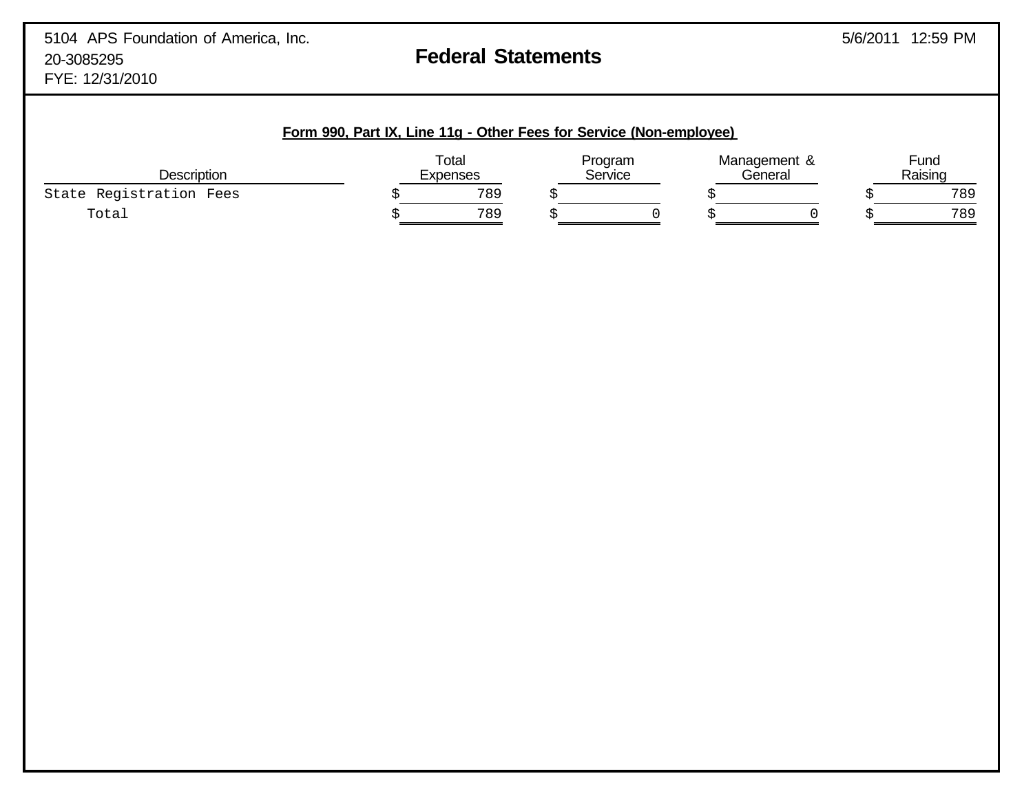5104 APS Foundation of America, Inc.
20-3085295
FYE: 12/31/2010

# Federal Statements

5/6/2011 12:59 PM

## Form 990, Part IX, Line 11g - Other Fees for Service (Non-employee)

| Description | Total Expenses | Program Service | Management & General | Fund Raising |
|---|---|---|---|---|
| State Registration Fees | $ 789 | $ | $ | $ 789 |
| Total | $ 789 | $ 0 | $ 0 | $ 789 |